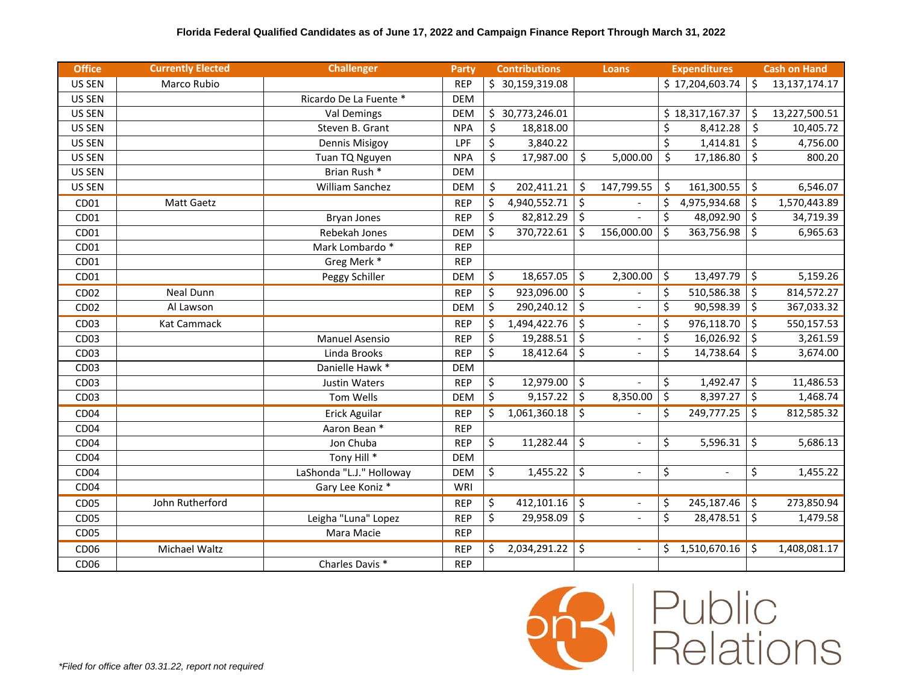**Florida Federal Qualified Candidates as of June 17, 2022 and Campaign Finance Report Through March 31, 2022**

| Office | Currently Elected | Challenger | Party | Contributions | Loans | Expenditures | Cash on Hand |
|---|---|---|---|---|---|---|---|
| US SEN | Marco Rubio | | REP | $ 30,159,319.08 | | $ 17,204,603.74 | $ 13,137,174.17 |
| US SEN | | Ricardo De La Fuente * | DEM | | | | |
| US SEN | | Val Demings | DEM | $ 30,773,246.01 | | $ 18,317,167.37 | $ 13,227,500.51 |
| US SEN | | Steven B. Grant | NPA | $ 18,818.00 | | $ 8,412.28 | $ 10,405.72 |
| US SEN | | Dennis Misigoy | LPF | $ 3,840.22 | | $ 1,414.81 | $ 4,756.00 |
| US SEN | | Tuan TQ Nguyen | NPA | $ 17,987.00 | $ 5,000.00 | $ 17,186.80 | $ 800.20 |
| US SEN | | Brian Rush * | DEM | | | | |
| US SEN | | William Sanchez | DEM | $ 202,411.21 | $ 147,799.55 | $ 161,300.55 | $ 6,546.07 |
| CD01 | Matt Gaetz | | REP | $ 4,940,552.71 | $ - | $ 4,975,934.68 | $ 1,570,443.89 |
| CD01 | | Bryan Jones | REP | $ 82,812.29 | $ - | $ 48,092.90 | $ 34,719.39 |
| CD01 | | Rebekah Jones | DEM | $ 370,722.61 | $ 156,000.00 | $ 363,756.98 | $ 6,965.63 |
| CD01 | | Mark Lombardo * | REP | | | | |
| CD01 | | Greg Merk * | REP | | | | |
| CD01 | | Peggy Schiller | DEM | $ 18,657.05 | $ 2,300.00 | $ 13,497.79 | $ 5,159.26 |
| CD02 | Neal Dunn | | REP | $ 923,096.00 | $ - | $ 510,586.38 | $ 814,572.27 |
| CD02 | Al Lawson | | DEM | $ 290,240.12 | $ - | $ 90,598.39 | $ 367,033.32 |
| CD03 | Kat Cammack | | REP | $ 1,494,422.76 | $ - | $ 976,118.70 | $ 550,157.53 |
| CD03 | | Manuel Asensio | REP | $ 19,288.51 | $ - | $ 16,026.92 | $ 3,261.59 |
| CD03 | | Linda Brooks | REP | $ 18,412.64 | $ - | $ 14,738.64 | $ 3,674.00 |
| CD03 | | Danielle Hawk * | DEM | | | | |
| CD03 | | Justin Waters | REP | $ 12,979.00 | $ - | $ 1,492.47 | $ 11,486.53 |
| CD03 | | Tom Wells | DEM | $ 9,157.22 | $ 8,350.00 | $ 8,397.27 | $ 1,468.74 |
| CD04 | | Erick Aguilar | REP | $ 1,061,360.18 | $ - | $ 249,777.25 | $ 812,585.32 |
| CD04 | | Aaron Bean * | REP | | | | |
| CD04 | | Jon Chuba | REP | $ 11,282.44 | $ - | $ 5,596.31 | $ 5,686.13 |
| CD04 | | Tony Hill * | DEM | | | | |
| CD04 | | LaShonda "L.J." Holloway | DEM | $ 1,455.22 | $ - | $ - | $ 1,455.22 |
| CD04 | | Gary Lee Koniz * | WRI | | | | |
| CD05 | John Rutherford | | REP | $ 412,101.16 | $ - | $ 245,187.46 | $ 273,850.94 |
| CD05 | | Leigha "Luna" Lopez | REP | $ 29,958.09 | $ - | $ 28,478.51 | $ 1,479.58 |
| CD05 | | Mara Macie | REP | | | | |
| CD06 | Michael Waltz | | REP | $ 2,034,291.22 | $ - | $ 1,510,670.16 | $ 1,408,081.17 |
| CD06 | | Charles Davis * | REP | | | | |

*\*Filed for office after 03.31.22, report not required*

on3 Public Relations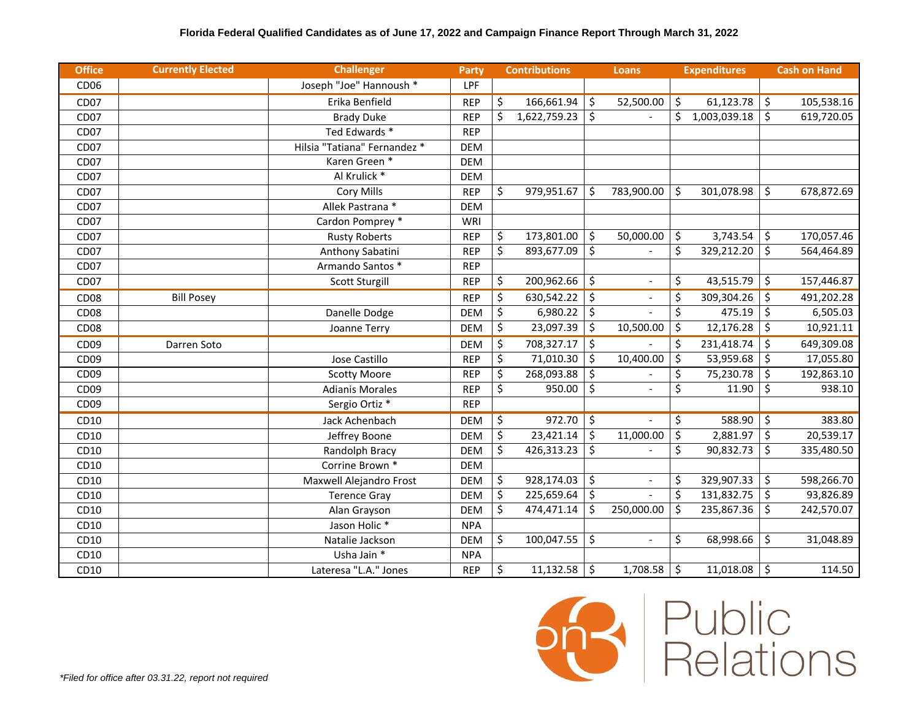**Florida Federal Qualified Candidates as of June 17, 2022 and Campaign Finance Report Through March 31, 2022**

| Office | Currently Elected | Challenger | Party | Contributions | Loans | Expenditures | Cash on Hand |
|---|---|---|---|---|---|---|---|
| CD06 | | Joseph "Joe" Hannoush * | LPF | | | | |
| CD07 | | Erika Benfield | REP | $ 166,661.94 | $ 52,500.00 | $ 61,123.78 | $ 105,538.16 |
| CD07 | | Brady Duke | REP | $ 1,622,759.23 | $ - | $ 1,003,039.18 | $ 619,720.05 |
| CD07 | | Ted Edwards * | REP | | | | |
| CD07 | | Hilsia "Tatiana" Fernandez * | DEM | | | | |
| CD07 | | Karen Green * | DEM | | | | |
| CD07 | | Al Krulick * | DEM | | | | |
| CD07 | | Cory Mills | REP | $ 979,951.67 | $ 783,900.00 | $ 301,078.98 | $ 678,872.69 |
| CD07 | | Allek Pastrana * | DEM | | | | |
| CD07 | | Cardon Pomprey * | WRI | | | | |
| CD07 | | Rusty Roberts | REP | $ 173,801.00 | $ 50,000.00 | $ 3,743.54 | $ 170,057.46 |
| CD07 | | Anthony Sabatini | REP | $ 893,677.09 | $ - | $ 329,212.20 | $ 564,464.89 |
| CD07 | | Armando Santos * | REP | | | | |
| CD07 | | Scott Sturgill | REP | $ 200,962.66 | $ - | $ 43,515.79 | $ 157,446.87 |
| CD08 | Bill Posey | | REP | $ 630,542.22 | $ - | $ 309,304.26 | $ 491,202.28 |
| CD08 | | Danelle Dodge | DEM | $ 6,980.22 | $ - | $ 475.19 | $ 6,505.03 |
| CD08 | | Joanne Terry | DEM | $ 23,097.39 | $ 10,500.00 | $ 12,176.28 | $ 10,921.11 |
| CD09 | Darren Soto | | DEM | $ 708,327.17 | $ - | $ 231,418.74 | $ 649,309.08 |
| CD09 | | Jose Castillo | REP | $ 71,010.30 | $ 10,400.00 | $ 53,959.68 | $ 17,055.80 |
| CD09 | | Scotty Moore | REP | $ 268,093.88 | $ - | $ 75,230.78 | $ 192,863.10 |
| CD09 | | Adianis Morales | REP | $ 950.00 | $ - | $ 11.90 | $ 938.10 |
| CD09 | | Sergio Ortiz * | REP | | | | |
| CD10 | | Jack Achenbach | DEM | $ 972.70 | $ - | $ 588.90 | $ 383.80 |
| CD10 | | Jeffrey Boone | DEM | $ 23,421.14 | $ 11,000.00 | $ 2,881.97 | $ 20,539.17 |
| CD10 | | Randolph Bracy | DEM | $ 426,313.23 | $ - | $ 90,832.73 | $ 335,480.50 |
| CD10 | | Corrine Brown * | DEM | | | | |
| CD10 | | Maxwell Alejandro Frost | DEM | $ 928,174.03 | $ - | $ 329,907.33 | $ 598,266.70 |
| CD10 | | Terence Gray | DEM | $ 225,659.64 | $ - | $ 131,832.75 | $ 93,826.89 |
| CD10 | | Alan Grayson | DEM | $ 474,471.14 | $ 250,000.00 | $ 235,867.36 | $ 242,570.07 |
| CD10 | | Jason Holic * | NPA | | | | |
| CD10 | | Natalie Jackson | DEM | $ 100,047.55 | $ - | $ 68,998.66 | $ 31,048.89 |
| CD10 | | Usha Jain * | NPA | | | | |
| CD10 | | Lateresa "L.A." Jones | REP | $ 11,132.58 | $ 1,708.58 | $ 11,018.08 | $ 114.50 |

*\*Filed for office after 03.31.22, report not required*

on3 Public Relations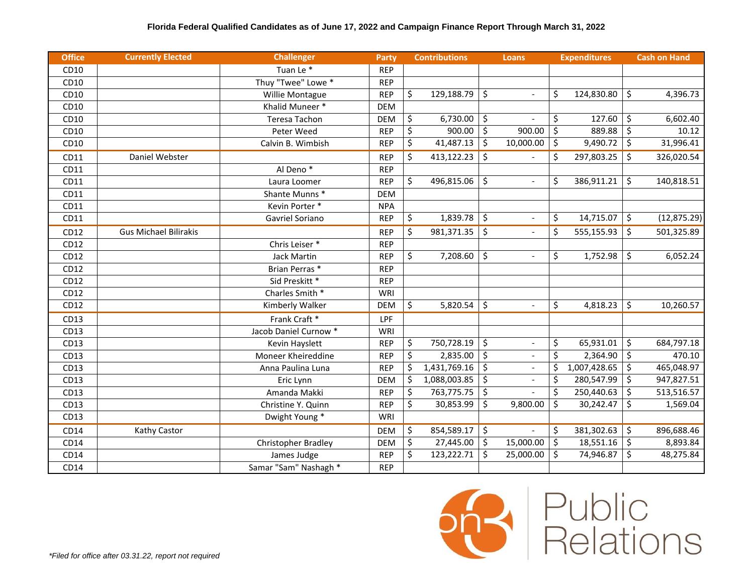**Florida Federal Qualified Candidates as of June 17, 2022 and Campaign Finance Report Through March 31, 2022**

| Office | Currently Elected | Challenger | Party | Contributions | Loans | Expenditures | Cash on Hand |
|---|---|---|---|---|---|---|---|
| CD10 | | Tuan Le * | REP | | | | |
| CD10 | | Thuy "Twee" Lowe * | REP | | | | |
| CD10 | | Willie Montague | REP | $ 129,188.79 | $ - | $ 124,830.80 | $ 4,396.73 |
| CD10 | | Khalid Muneer * | DEM | | | | |
| CD10 | | Teresa Tachon | DEM | $ 6,730.00 | $ - | $ 127.60 | $ 6,602.40 |
| CD10 | | Peter Weed | REP | $ 900.00 | $ 900.00 | $ 889.88 | $ 10.12 |
| CD10 | | Calvin B. Wimbish | REP | $ 41,487.13 | $ 10,000.00 | $ 9,490.72 | $ 31,996.41 |
| CD11 | Daniel Webster | | REP | $ 413,122.23 | $ - | $ 297,803.25 | $ 326,020.54 |
| CD11 | | Al Deno * | REP | | | | |
| CD11 | | Laura Loomer | REP | $ 496,815.06 | $ - | $ 386,911.21 | $ 140,818.51 |
| CD11 | | Shante Munns * | DEM | | | | |
| CD11 | | Kevin Porter * | NPA | | | | |
| CD11 | | Gavriel Soriano | REP | $ 1,839.78 | $ - | $ 14,715.07 | $ (12,875.29) |
| CD12 | Gus Michael Bilirakis | | REP | $ 981,371.35 | $ - | $ 555,155.93 | $ 501,325.89 |
| CD12 | | Chris Leiser * | REP | | | | |
| CD12 | | Jack Martin | REP | $ 7,208.60 | $ - | $ 1,752.98 | $ 6,052.24 |
| CD12 | | Brian Perras * | REP | | | | |
| CD12 | | Sid Preskitt * | REP | | | | |
| CD12 | | Charles Smith * | WRI | | | | |
| CD12 | | Kimberly Walker | DEM | $ 5,820.54 | $ - | $ 4,818.23 | $ 10,260.57 |
| CD13 | | Frank Craft * | LPF | | | | |
| CD13 | | Jacob Daniel Curnow * | WRI | | | | |
| CD13 | | Kevin Hayslett | REP | $ 750,728.19 | $ - | $ 65,931.01 | $ 684,797.18 |
| CD13 | | Moneer Kheireddine | REP | $ 2,835.00 | $ - | $ 2,364.90 | $ 470.10 |
| CD13 | | Anna Paulina Luna | REP | $ 1,431,769.16 | $ - | $ 1,007,428.65 | $ 465,048.97 |
| CD13 | | Eric Lynn | DEM | $ 1,088,003.85 | $ - | $ 280,547.99 | $ 947,827.51 |
| CD13 | | Amanda Makki | REP | $ 763,775.75 | $ - | $ 250,440.63 | $ 513,516.57 |
| CD13 | | Christine Y. Quinn | REP | $ 30,853.99 | $ 9,800.00 | $ 30,242.47 | $ 1,569.04 |
| CD13 | | Dwight Young * | WRI | | | | |
| CD14 | Kathy Castor | | DEM | $ 854,589.17 | $ - | $ 381,302.63 | $ 896,688.46 |
| CD14 | | Christopher Bradley | DEM | $ 27,445.00 | $ 15,000.00 | $ 18,551.16 | $ 8,893.84 |
| CD14 | | James Judge | REP | $ 123,222.71 | $ 25,000.00 | $ 74,946.87 | $ 48,275.84 |
| CD14 | | Samar "Sam" Nashagh * | REP | | | | |

*\*Filed for office after 03.31.22, report not required*

on3 Public Relations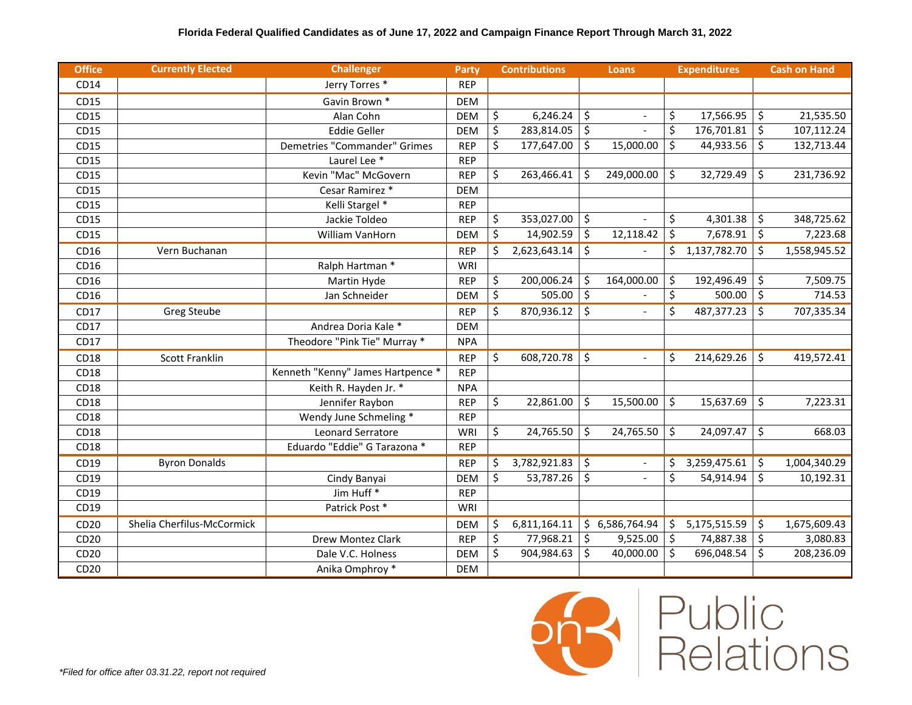**Florida Federal Qualified Candidates as of June 17, 2022 and Campaign Finance Report Through March 31, 2022**

| Office | Currently Elected | Challenger | Party | Contributions | Loans | Expenditures | Cash on Hand |
|---|---|---|---|---|---|---|---|
| CD14 | | Jerry Torres * | REP | | | | |
| CD15 | | Gavin Brown * | DEM | | | | |
| CD15 | | Alan Cohn | DEM | $ 6,246.24 | $ - | $ 17,566.95 | $ 21,535.50 |
| CD15 | | Eddie Geller | DEM | $ 283,814.05 | $ - | $ 176,701.81 | $ 107,112.24 |
| CD15 | | Demetries "Commander" Grimes | REP | $ 177,647.00 | $ 15,000.00 | $ 44,933.56 | $ 132,713.44 |
| CD15 | | Laurel Lee * | REP | | | | |
| CD15 | | Kevin "Mac" McGovern | REP | $ 263,466.41 | $ 249,000.00 | $ 32,729.49 | $ 231,736.92 |
| CD15 | | Cesar Ramirez * | DEM | | | | |
| CD15 | | Kelli Stargel * | REP | | | | |
| CD15 | | Jackie Toldeo | REP | $ 353,027.00 | $ - | $ 4,301.38 | $ 348,725.62 |
| CD15 | | William VanHorn | DEM | $ 14,902.59 | $ 12,118.42 | $ 7,678.91 | $ 7,223.68 |
| CD16 | Vern Buchanan | | REP | $ 2,623,643.14 | $ - | $ 1,137,782.70 | $ 1,558,945.52 |
| CD16 | | Ralph Hartman * | WRI | | | | |
| CD16 | | Martin Hyde | REP | $ 200,006.24 | $ 164,000.00 | $ 192,496.49 | $ 7,509.75 |
| CD16 | | Jan Schneider | DEM | $ 505.00 | $ - | $ 500.00 | $ 714.53 |
| CD17 | Greg Steube | | REP | $ 870,936.12 | $ - | $ 487,377.23 | $ 707,335.34 |
| CD17 | | Andrea Doria Kale * | DEM | | | | |
| CD17 | | Theodore "Pink Tie" Murray * | NPA | | | | |
| CD18 | Scott Franklin | | REP | $ 608,720.78 | $ - | $ 214,629.26 | $ 419,572.41 |
| CD18 | | Kenneth "Kenny" James Hartpence * | REP | | | | |
| CD18 | | Keith R. Hayden Jr. * | NPA | | | | |
| CD18 | | Jennifer Raybon | REP | $ 22,861.00 | $ 15,500.00 | $ 15,637.69 | $ 7,223.31 |
| CD18 | | Wendy June Schmeling * | REP | | | | |
| CD18 | | Leonard Serratore | WRI | $ 24,765.50 | $ 24,765.50 | $ 24,097.47 | $ 668.03 |
| CD18 | | Eduardo "Eddie" G Tarazona * | REP | | | | |
| CD19 | Byron Donalds | | REP | $ 3,782,921.83 | $ - | $ 3,259,475.61 | $ 1,004,340.29 |
| CD19 | | Cindy Banyai | DEM | $ 53,787.26 | $ - | $ 54,914.94 | $ 10,192.31 |
| CD19 | | Jim Huff * | REP | | | | |
| CD19 | | Patrick Post * | WRI | | | | |
| CD20 | Shelia Cherfilus-McCormick | | DEM | $ 6,811,164.11 | $ 6,586,764.94 | $ 5,175,515.59 | $ 1,675,609.43 |
| CD20 | | Drew Montez Clark | REP | $ 77,968.21 | $ 9,525.00 | $ 74,887.38 | $ 3,080.83 |
| CD20 | | Dale V.C. Holness | DEM | $ 904,984.63 | $ 40,000.00 | $ 696,048.54 | $ 208,236.09 |
| CD20 | | Anika Omphroy * | DEM | | | | |

*\*Filed for office after 03.31.22, report not required*

on3 Public Relations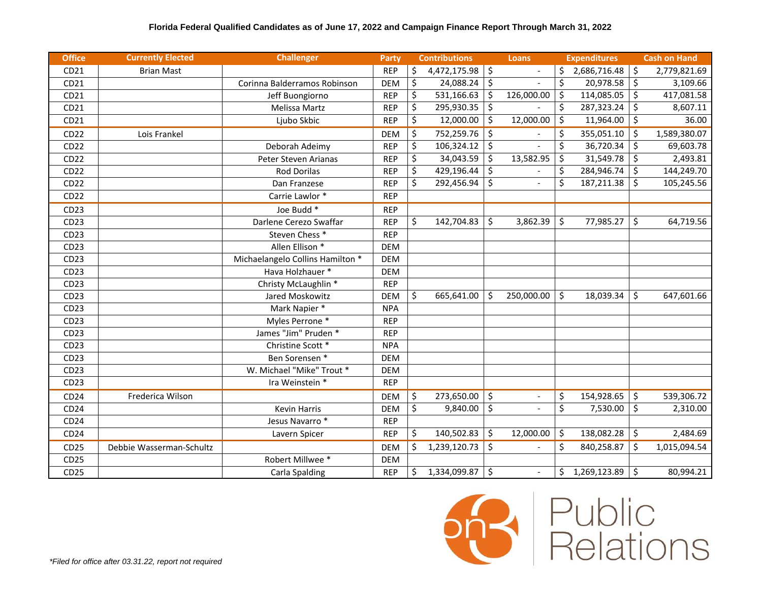**Florida Federal Qualified Candidates as of June 17, 2022 and Campaign Finance Report Through March 31, 2022**

| Office | Currently Elected | Challenger | Party | Contributions | Loans | Expenditures | Cash on Hand |
|---|---|---|---|---|---|---|---|
| CD21 | Brian Mast | | REP | $ 4,472,175.98 | $ - | $ 2,686,716.48 | $ 2,779,821.69 |
| CD21 | | Corinna Balderramos Robinson | DEM | $ 24,088.24 | $ - | $ 20,978.58 | $ 3,109.66 |
| CD21 | | Jeff Buongiorno | REP | $ 531,166.63 | $ 126,000.00 | $ 114,085.05 | $ 417,081.58 |
| CD21 | | Melissa Martz | REP | $ 295,930.35 | $ - | $ 287,323.24 | $ 8,607.11 |
| CD21 | | Ljubo Skbic | REP | $ 12,000.00 | $ 12,000.00 | $ 11,964.00 | $ 36.00 |
| CD22 | Lois Frankel | | DEM | $ 752,259.76 | $ - | $ 355,051.10 | $ 1,589,380.07 |
| CD22 | | Deborah Adeimy | REP | $ 106,324.12 | $ - | $ 36,720.34 | $ 69,603.78 |
| CD22 | | Peter Steven Arianas | REP | $ 34,043.59 | $ 13,582.95 | $ 31,549.78 | $ 2,493.81 |
| CD22 | | Rod Dorilas | REP | $ 429,196.44 | $ - | $ 284,946.74 | $ 144,249.70 |
| CD22 | | Dan Franzese | REP | $ 292,456.94 | $ - | $ 187,211.38 | $ 105,245.56 |
| CD22 | | Carrie Lawlor * | REP | | | | |
| CD23 | | Joe Budd * | REP | | | | |
| CD23 | | Darlene Cerezo Swaffar | REP | $ 142,704.83 | $ 3,862.39 | $ 77,985.27 | $ 64,719.56 |
| CD23 | | Steven Chess * | REP | | | | |
| CD23 | | Allen Ellison * | DEM | | | | |
| CD23 | | Michaelangelo Collins Hamilton * | DEM | | | | |
| CD23 | | Hava Holzhauer * | DEM | | | | |
| CD23 | | Christy McLaughlin * | REP | | | | |
| CD23 | | Jared Moskowitz | DEM | $ 665,641.00 | $ 250,000.00 | $ 18,039.34 | $ 647,601.66 |
| CD23 | | Mark Napier * | NPA | | | | |
| CD23 | | Myles Perrone * | REP | | | | |
| CD23 | | James "Jim" Pruden * | REP | | | | |
| CD23 | | Christine Scott * | NPA | | | | |
| CD23 | | Ben Sorensen * | DEM | | | | |
| CD23 | | W. Michael "Mike" Trout * | DEM | | | | |
| CD23 | | Ira Weinstein * | REP | | | | |
| CD24 | Frederica Wilson | | DEM | $ 273,650.00 | $ - | $ 154,928.65 | $ 539,306.72 |
| CD24 | | Kevin Harris | DEM | $ 9,840.00 | $ - | $ 7,530.00 | $ 2,310.00 |
| CD24 | | Jesus Navarro * | REP | | | | |
| CD24 | | Lavern Spicer | REP | $ 140,502.83 | $ 12,000.00 | $ 138,082.28 | $ 2,484.69 |
| CD25 | Debbie Wasserman-Schultz | | DEM | $ 1,239,120.73 | $ - | $ 840,258.87 | $ 1,015,094.54 |
| CD25 | | Robert Millwee * | DEM | | | | |
| CD25 | | Carla Spalding | REP | $ 1,334,099.87 | $ - | $ 1,269,123.89 | $ 80,994.21 |

*\*Filed for office after 03.31.22, report not required*

on3 Public Relations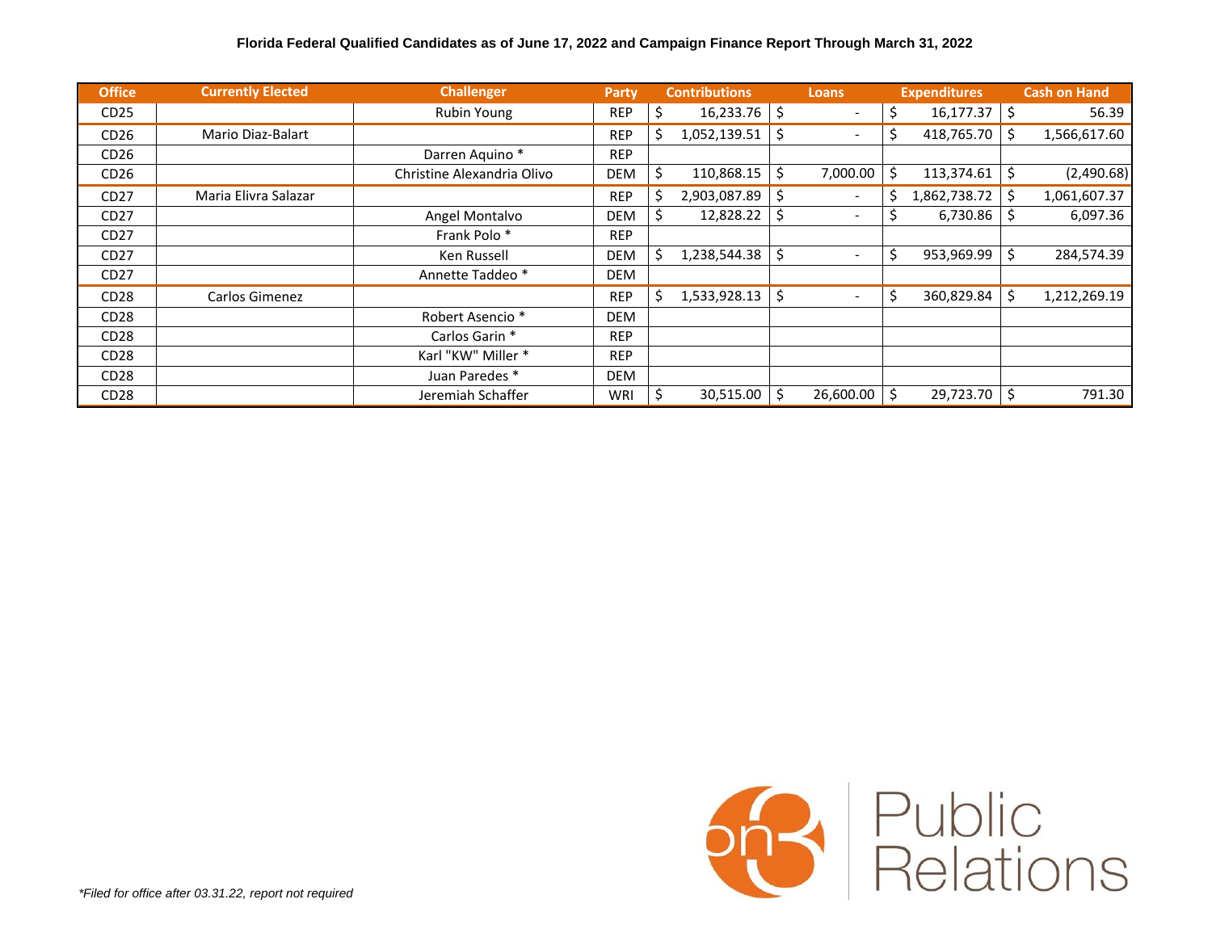**Florida Federal Qualified Candidates as of June 17, 2022 and Campaign Finance Report Through March 31, 2022**

| Office | Currently Elected | Challenger | Party | Contributions | Loans | Expenditures | Cash on Hand |
|---|---|---|---|---|---|---|---|
| CD25 | | Rubin Young | REP | $ 16,233.76 | $ - | $ 16,177.37 | $ 56.39 |
| CD26 | Mario Diaz-Balart | | REP | $ 1,052,139.51 | $ - | $ 418,765.70 | $ 1,566,617.60 |
| CD26 | | Darren Aquino * | REP | | | | |
| CD26 | | Christine Alexandria Olivo | DEM | $ 110,868.15 | $ 7,000.00 | $ 113,374.61 | $ (2,490.68) |
| CD27 | Maria Elivra Salazar | | REP | $ 2,903,087.89 | $ - | $ 1,862,738.72 | $ 1,061,607.37 |
| CD27 | | Angel Montalvo | DEM | $ 12,828.22 | $ - | $ 6,730.86 | $ 6,097.36 |
| CD27 | | Frank Polo * | REP | | | | |
| CD27 | | Ken Russell | DEM | $ 1,238,544.38 | $ - | $ 953,969.99 | $ 284,574.39 |
| CD27 | | Annette Taddeo * | DEM | | | | |
| CD28 | Carlos Gimenez | | REP | $ 1,533,928.13 | $ - | $ 360,829.84 | $ 1,212,269.19 |
| CD28 | | Robert Asencio * | DEM | | | | |
| CD28 | | Carlos Garin * | REP | | | | |
| CD28 | | Karl "KW" Miller * | REP | | | | |
| CD28 | | Juan Paredes * | DEM | | | | |
| CD28 | | Jeremiah Schaffer | WRI | $ 30,515.00 | $ 26,600.00 | $ 29,723.70 | $ 791.30 |

*\*Filed for office after 03.31.22, report not required*

on3 Public Relations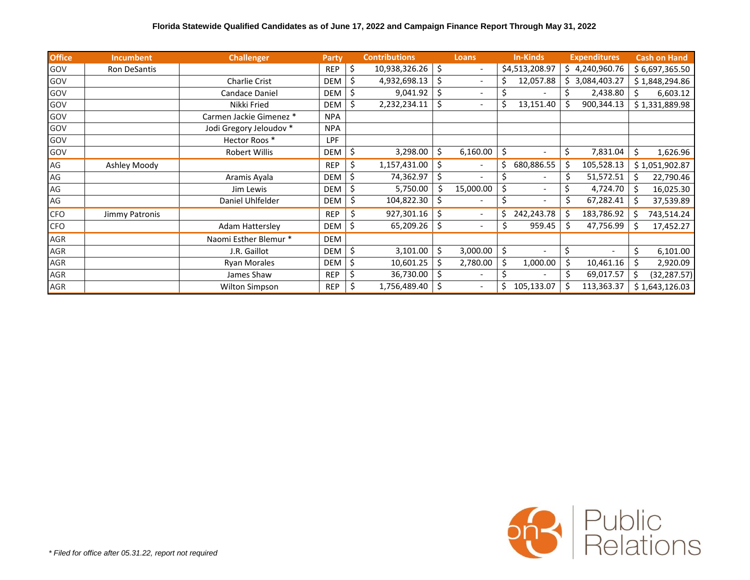**Florida Statewide Qualified Candidates as of June 17, 2022 and Campaign Finance Report Through May 31, 2022**

| Office | Incumbent | Challenger | Party | Contributions | Loans | In-Kinds | Expenditures | Cash on Hand |
|---|---|---|---|---|---|---|---|---|
| GOV | Ron DeSantis | | REP | $ 10,938,326.26 | $ - | $4,513,208.97 | $ 4,240,960.76 | $ 6,697,365.50 |
| GOV | | Charlie Crist | DEM | $ 4,932,698.13 | $ - | $ 12,057.88 | $ 3,084,403.27 | $ 1,848,294.86 |
| GOV | | Candace Daniel | DEM | $ 9,041.92 | $ - | $ - | $ 2,438.80 | $ 6,603.12 |
| GOV | | Nikki Fried | DEM | $ 2,232,234.11 | $ - | $ 13,151.40 | $ 900,344.13 | $ 1,331,889.98 |
| GOV | | Carmen Jackie Gimenez * | NPA | | | | | |
| GOV | | Jodi Gregory Jeloudov * | NPA | | | | | |
| GOV | | Hector Roos * | LPF | | | | | |
| GOV | | Robert Willis | DEM | $ 3,298.00 | $ 6,160.00 | $ - | $ 7,831.04 | $ 1,626.96 |
| AG | Ashley Moody | | REP | $ 1,157,431.00 | $ - | $ 680,886.55 | $ 105,528.13 | $ 1,051,902.87 |
| AG | | Aramis Ayala | DEM | $ 74,362.97 | $ - | $ - | $ 51,572.51 | $ 22,790.46 |
| AG | | Jim Lewis | DEM | $ 5,750.00 | $ 15,000.00 | $ - | $ 4,724.70 | $ 16,025.30 |
| AG | | Daniel Uhlfelder | DEM | $ 104,822.30 | $ - | $ - | $ 67,282.41 | $ 37,539.89 |
| CFO | Jimmy Patronis | | REP | $ 927,301.16 | $ - | $ 242,243.78 | $ 183,786.92 | $ 743,514.24 |
| CFO | | Adam Hattersley | DEM | $ 65,209.26 | $ - | $ 959.45 | $ 47,756.99 | $ 17,452.27 |
| AGR | | Naomi Esther Blemur * | DEM | | | | | |
| AGR | | J.R. Gaillot | DEM | $ 3,101.00 | $ 3,000.00 | $ - | $ - | $ 6,101.00 |
| AGR | | Ryan Morales | DEM | $ 10,601.25 | $ 2,780.00 | $ 1,000.00 | $ 10,461.16 | $ 2,920.09 |
| AGR | | James Shaw | REP | $ 36,730.00 | $ - | $ - | $ 69,017.57 | $ (32,287.57) |
| AGR | | Wilton Simpson | REP | $ 1,756,489.40 | $ - | $ 105,133.07 | $ 113,363.37 | $ 1,643,126.03 |

*\* Filed for office after 05.31.22, report not required*

Public Relations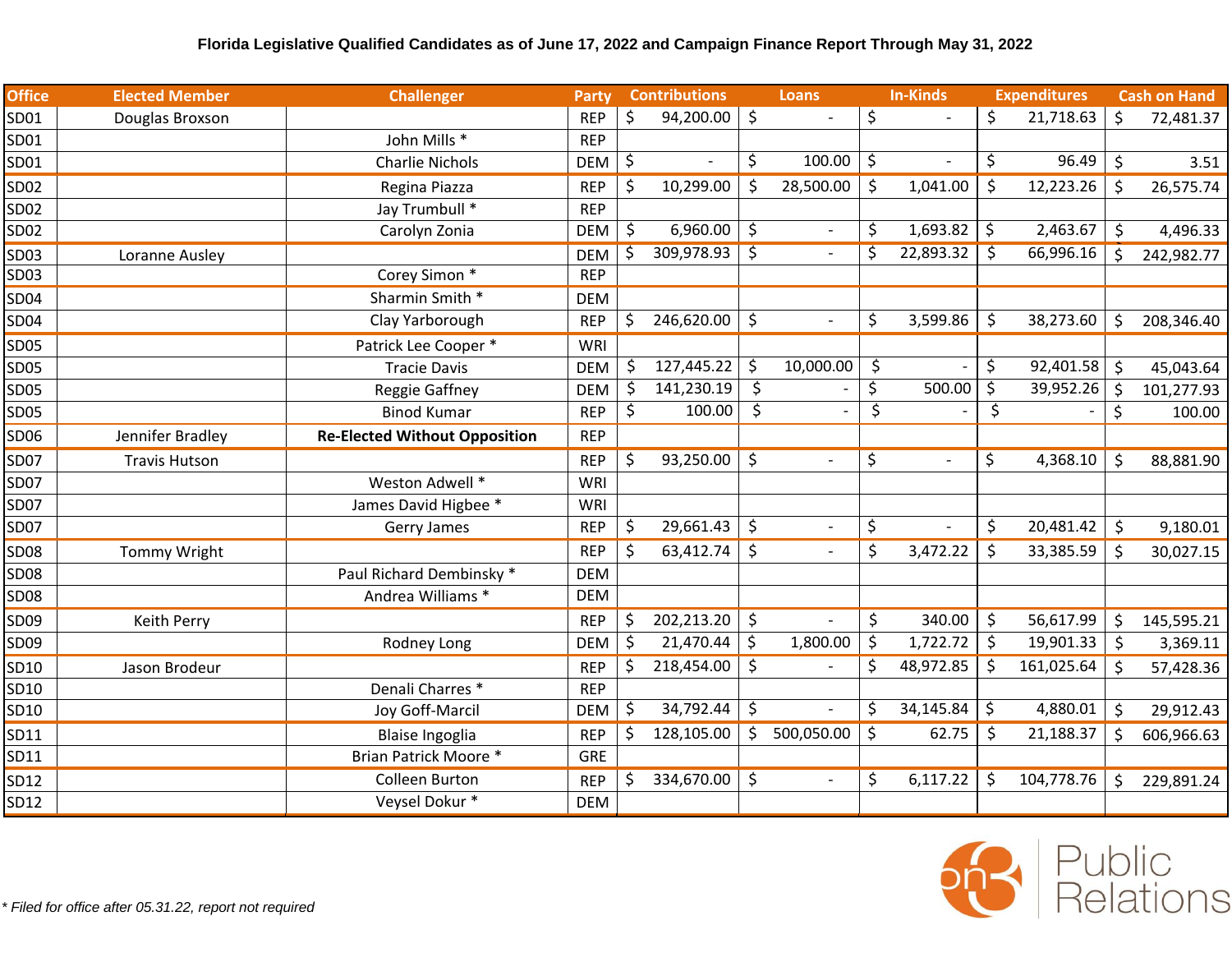**Florida Legislative Qualified Candidates as of June 17, 2022 and Campaign Finance Report Through May 31, 2022**

| Office | Elected Member | Challenger | Party | Contributions | Loans | In-Kinds | Expenditures | Cash on Hand |
|---|---|---|---|---|---|---|---|---|
| SD01 | Douglas Broxson | | REP | $ 94,200.00 | $ - | $ - | $ 21,718.63 | $ 72,481.37 |
| SD01 | | John Mills * | REP | | | | | |
| SD01 | | Charlie Nichols | DEM | $ - | $ 100.00 | $ - | $ 96.49 | $ 3.51 |
| SD02 | | Regina Piazza | REP | $ 10,299.00 | $ 28,500.00 | $ 1,041.00 | $ 12,223.26 | $ 26,575.74 |
| SD02 | | Jay Trumbull * | REP | | | | | |
| SD02 | | Carolyn Zonia | DEM | $ 6,960.00 | $ - | $ 1,693.82 | $ 2,463.67 | $ 4,496.33 |
| SD03 | Loranne Ausley | | DEM | $ 309,978.93 | $ - | $ 22,893.32 | $ 66,996.16 | $ 242,982.77 |
| SD03 | | Corey Simon * | REP | | | | | |
| SD04 | | Sharmin Smith * | DEM | | | | | |
| SD04 | | Clay Yarborough | REP | $ 246,620.00 | $ - | $ 3,599.86 | $ 38,273.60 | $ 208,346.40 |
| SD05 | | Patrick Lee Cooper * | WRI | | | | | |
| SD05 | | Tracie Davis | DEM | $ 127,445.22 | $ 10,000.00 | $ - | $ 92,401.58 | $ 45,043.64 |
| SD05 | | Reggie Gaffney | DEM | $ 141,230.19 | $ - | $ 500.00 | $ 39,952.26 | $ 101,277.93 |
| SD05 | | Binod Kumar | REP | $ 100.00 | $ - | $ - | $ - | $ 100.00 |
| SD06 | Jennifer Bradley | **Re-Elected Without Opposition** | REP | | | | | |
| SD07 | Travis Hutson | | REP | $ 93,250.00 | $ - | $ - | $ 4,368.10 | $ 88,881.90 |
| SD07 | | Weston Adwell * | WRI | | | | | |
| SD07 | | James David Higbee * | WRI | | | | | |
| SD07 | | Gerry James | REP | $ 29,661.43 | $ - | $ - | $ 20,481.42 | $ 9,180.01 |
| SD08 | Tommy Wright | | REP | $ 63,412.74 | $ - | $ 3,472.22 | $ 33,385.59 | $ 30,027.15 |
| SD08 | | Paul Richard Dembinsky * | DEM | | | | | |
| SD08 | | Andrea Williams * | DEM | | | | | |
| SD09 | Keith Perry | | REP | $ 202,213.20 | $ - | $ 340.00 | $ 56,617.99 | $ 145,595.21 |
| SD09 | | Rodney Long | DEM | $ 21,470.44 | $ 1,800.00 | $ 1,722.72 | $ 19,901.33 | $ 3,369.11 |
| SD10 | Jason Brodeur | | REP | $ 218,454.00 | $ - | $ 48,972.85 | $ 161,025.64 | $ 57,428.36 |
| SD10 | | Denali Charres * | REP | | | | | |
| SD10 | | Joy Goff-Marcil | DEM | $ 34,792.44 | $ - | $ 34,145.84 | $ 4,880.01 | $ 29,912.43 |
| SD11 | | Blaise Ingoglia | REP | $ 128,105.00 | $ 500,050.00 | $ 62.75 | $ 21,188.37 | $ 606,966.63 |
| SD11 | | Brian Patrick Moore * | GRE | | | | | |
| SD12 | | Colleen Burton | REP | $ 334,670.00 | $ - | $ 6,117.22 | $ 104,778.76 | $ 229,891.24 |
| SD12 | | Veysel Dokur * | DEM | | | | | |

*\* Filed for office after 05.31.22, report not required*

on3 Public Relations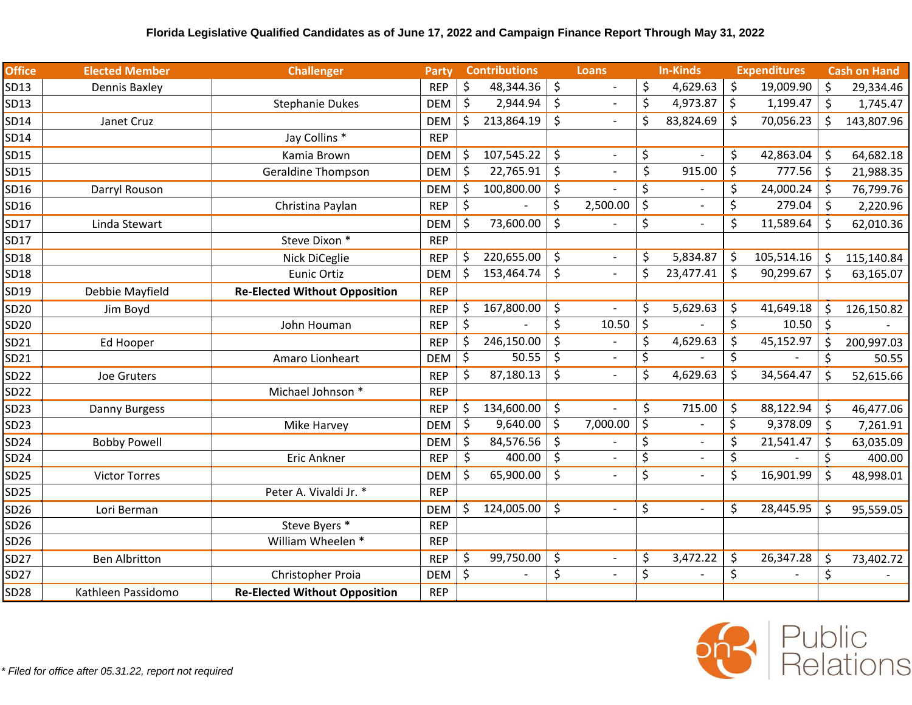**Florida Legislative Qualified Candidates as of June 17, 2022 and Campaign Finance Report Through May 31, 2022**

| Office | Elected Member | Challenger | Party | Contributions | Loans | In-Kinds | Expenditures | Cash on Hand |
|---|---|---|---|---|---|---|---|---|
| SD13 | Dennis Baxley | | REP | $ 48,344.36 | $ - | $ 4,629.63 | $ 19,009.90 | $ 29,334.46 |
| SD13 | | Stephanie Dukes | DEM | $ 2,944.94 | $ - | $ 4,973.87 | $ 1,199.47 | $ 1,745.47 |
| SD14 | Janet Cruz | | DEM | $ 213,864.19 | $ - | $ 83,824.69 | $ 70,056.23 | $ 143,807.96 |
| SD14 | | Jay Collins * | REP | | | | | |
| SD15 | | Kamia Brown | DEM | $ 107,545.22 | $ - | $ - | $ 42,863.04 | $ 64,682.18 |
| SD15 | | Geraldine Thompson | DEM | $ 22,765.91 | $ - | $ 915.00 | $ 777.56 | $ 21,988.35 |
| SD16 | Darryl Rouson | | DEM | $ 100,800.00 | $ - | $ - | $ 24,000.24 | $ 76,799.76 |
| SD16 | | Christina Paylan | REP | $ - | $ 2,500.00 | $ - | $ 279.04 | $ 2,220.96 |
| SD17 | Linda Stewart | | DEM | $ 73,600.00 | $ - | $ - | $ 11,589.64 | $ 62,010.36 |
| SD17 | | Steve Dixon * | REP | | | | | |
| SD18 | | Nick DiCeglie | REP | $ 220,655.00 | $ - | $ 5,834.87 | $ 105,514.16 | $ 115,140.84 |
| SD18 | | Eunic Ortiz | DEM | $ 153,464.74 | $ - | $ 23,477.41 | $ 90,299.67 | $ 63,165.07 |
| SD19 | Debbie Mayfield | **Re-Elected Without Opposition** | REP | | | | | |
| SD20 | Jim Boyd | | REP | $ 167,800.00 | $ - | $ 5,629.63 | $ 41,649.18 | $ 126,150.82 |
| SD20 | | John Houman | REP | $ - | $ 10.50 | $ - | $ 10.50 | $ - |
| SD21 | Ed Hooper | | REP | $ 246,150.00 | $ - | $ 4,629.63 | $ 45,152.97 | $ 200,997.03 |
| SD21 | | Amaro Lionheart | DEM | $ 50.55 | $ - | $ - | $ - | $ 50.55 |
| SD22 | Joe Gruters | | REP | $ 87,180.13 | $ - | $ 4,629.63 | $ 34,564.47 | $ 52,615.66 |
| SD22 | | Michael Johnson * | REP | | | | | |
| SD23 | Danny Burgess | | REP | $ 134,600.00 | $ - | $ 715.00 | $ 88,122.94 | $ 46,477.06 |
| SD23 | | Mike Harvey | DEM | $ 9,640.00 | $ 7,000.00 | $ - | $ 9,378.09 | $ 7,261.91 |
| SD24 | Bobby Powell | | DEM | $ 84,576.56 | $ - | $ - | $ 21,541.47 | $ 63,035.09 |
| SD24 | | Eric Ankner | REP | $ 400.00 | $ - | $ - | $ - | $ 400.00 |
| SD25 | Victor Torres | | DEM | $ 65,900.00 | $ - | $ - | $ 16,901.99 | $ 48,998.01 |
| SD25 | | Peter A. Vivaldi Jr. * | REP | | | | | |
| SD26 | Lori Berman | | DEM | $ 124,005.00 | $ - | $ - | $ 28,445.95 | $ 95,559.05 |
| SD26 | | Steve Byers * | REP | | | | | |
| SD26 | | William Wheelen * | REP | | | | | |
| SD27 | Ben Albritton | | REP | $ 99,750.00 | $ - | $ 3,472.22 | $ 26,347.28 | $ 73,402.72 |
| SD27 | | Christopher Proia | DEM | $ - | $ - | $ - | $ - | $ - |
| SD28 | Kathleen Passidomo | **Re-Elected Without Opposition** | REP | | | | | |

*\* Filed for office after 05.31.22, report not required*

on3 Public Relations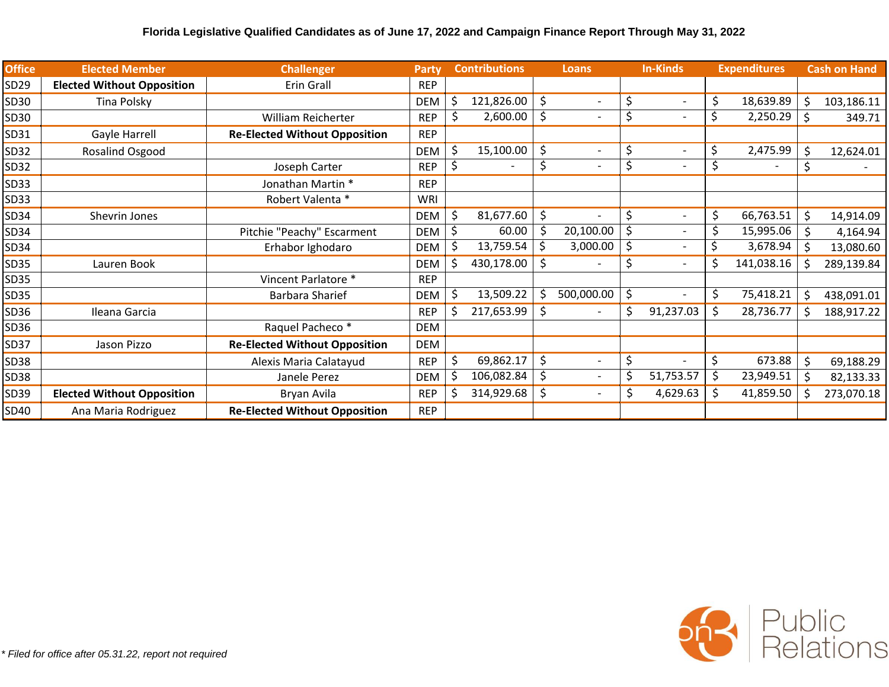**Florida Legislative Qualified Candidates as of June 17, 2022 and Campaign Finance Report Through May 31, 2022**

| Office | Elected Member | Challenger | Party | Contributions | Loans | In-Kinds | Expenditures | Cash on Hand |
|---|---|---|---|---|---|---|---|---|
| SD29 | **Elected Without Opposition** | Erin Grall | REP | | | | | |
| SD30 | Tina Polsky | | DEM | $ 121,826.00 | $ - | $ - | $ 18,639.89 | $ 103,186.11 |
| SD30 | | William Reicherter | REP | $ 2,600.00 | $ - | $ - | $ 2,250.29 | $ 349.71 |
| SD31 | Gayle Harrell | **Re-Elected Without Opposition** | REP | | | | | |
| SD32 | Rosalind Osgood | | DEM | $ 15,100.00 | $ - | $ - | $ 2,475.99 | $ 12,624.01 |
| SD32 | | Joseph Carter | REP | $ - | $ - | $ - | $ - | $ - |
| SD33 | | Jonathan Martin * | REP | | | | | |
| SD33 | | Robert Valenta * | WRI | | | | | |
| SD34 | Shevrin Jones | | DEM | $ 81,677.60 | $ - | $ - | $ 66,763.51 | $ 14,914.09 |
| SD34 | | Pitchie "Peachy" Escarment | DEM | $ 60.00 | $ 20,100.00 | $ - | $ 15,995.06 | $ 4,164.94 |
| SD34 | | Erhabor Ighodaro | DEM | $ 13,759.54 | $ 3,000.00 | $ - | $ 3,678.94 | $ 13,080.60 |
| SD35 | Lauren Book | | DEM | $ 430,178.00 | $ - | $ - | $ 141,038.16 | $ 289,139.84 |
| SD35 | | Vincent Parlatore * | REP | | | | | |
| SD35 | | Barbara Sharief | DEM | $ 13,509.22 | $ 500,000.00 | $ - | $ 75,418.21 | $ 438,091.01 |
| SD36 | Ileana Garcia | | REP | $ 217,653.99 | $ - | $ 91,237.03 | $ 28,736.77 | $ 188,917.22 |
| SD36 | | Raquel Pacheco * | DEM | | | | | |
| SD37 | Jason Pizzo | **Re-Elected Without Opposition** | DEM | | | | | |
| SD38 | | Alexis Maria Calatayud | REP | $ 69,862.17 | $ - | $ - | $ 673.88 | $ 69,188.29 |
| SD38 | | Janele Perez | DEM | $ 106,082.84 | $ - | $ 51,753.57 | $ 23,949.51 | $ 82,133.33 |
| SD39 | **Elected Without Opposition** | Bryan Avila | REP | $ 314,929.68 | $ - | $ 4,629.63 | $ 41,859.50 | $ 273,070.18 |
| SD40 | Ana Maria Rodriguez | **Re-Elected Without Opposition** | REP | | | | | |

*\* Filed for office after 05.31.22, report not required*

on3 Public Relations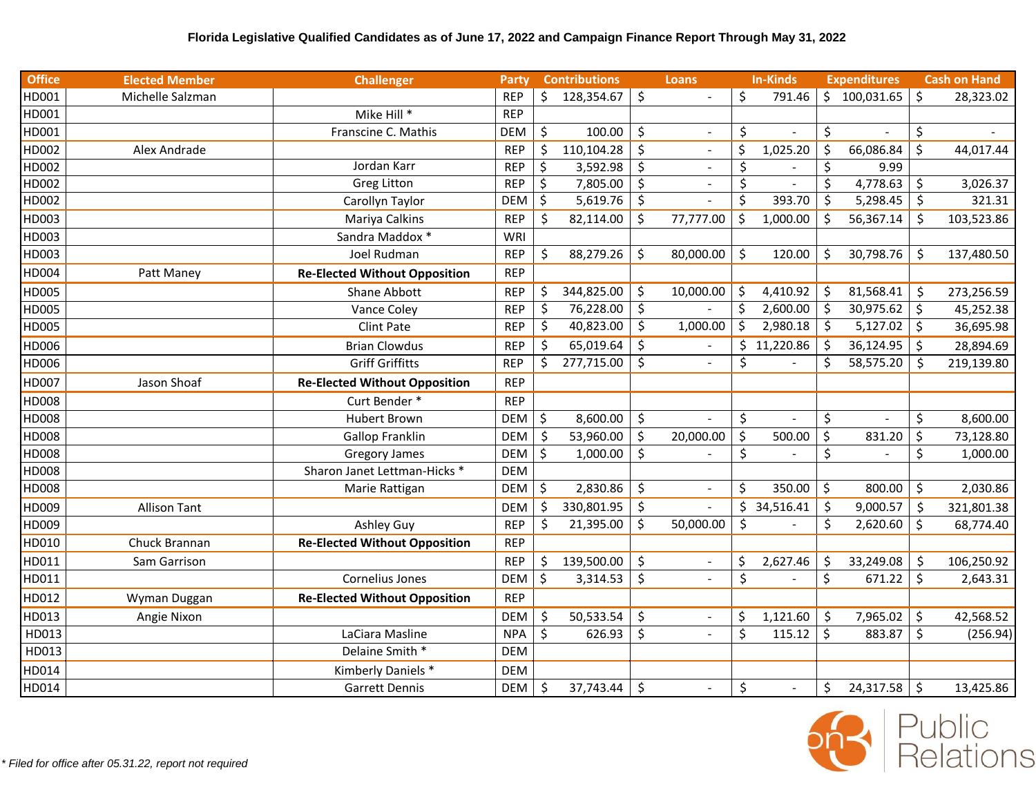**Florida Legislative Qualified Candidates as of June 17, 2022 and Campaign Finance Report Through May 31, 2022**

| Office | Elected Member | Challenger | Party | Contributions | Loans | In-Kinds | Expenditures | Cash on Hand |
|---|---|---|---|---|---|---|---|---|
| HD001 | Michelle Salzman | | REP | $ 128,354.67 | $ - | $ 791.46 | $ 100,031.65 | $ 28,323.02 |
| HD001 | | Mike Hill * | REP | | | | | |
| HD001 | | Franscine C. Mathis | DEM | $ 100.00 | $ - | $ - | $ - | $ - |
| HD002 | Alex Andrade | | REP | $ 110,104.28 | $ - | $ 1,025.20 | $ 66,086.84 | $ 44,017.44 |
| HD002 | | Jordan Karr | REP | $ 3,592.98 | $ - | $ - | $ 9.99 | |
| HD002 | | Greg Litton | REP | $ 7,805.00 | $ - | $ - | $ 4,778.63 | $ 3,026.37 |
| HD002 | | Carollyn Taylor | DEM | $ 5,619.76 | $ - | $ 393.70 | $ 5,298.45 | $ 321.31 |
| HD003 | | Mariya Calkins | REP | $ 82,114.00 | $ 77,777.00 | $ 1,000.00 | $ 56,367.14 | $ 103,523.86 |
| HD003 | | Sandra Maddox * | WRI | | | | | |
| HD003 | | Joel Rudman | REP | $ 88,279.26 | $ 80,000.00 | $ 120.00 | $ 30,798.76 | $ 137,480.50 |
| HD004 | Patt Maney | **Re-Elected Without Opposition** | REP | | | | | |
| HD005 | | Shane Abbott | REP | $ 344,825.00 | $ 10,000.00 | $ 4,410.92 | $ 81,568.41 | $ 273,256.59 |
| HD005 | | Vance Coley | REP | $ 76,228.00 | $ - | $ 2,600.00 | $ 30,975.62 | $ 45,252.38 |
| HD005 | | Clint Pate | REP | $ 40,823.00 | $ 1,000.00 | $ 2,980.18 | $ 5,127.02 | $ 36,695.98 |
| HD006 | | Brian Clowdus | REP | $ 65,019.64 | $ - | $ 11,220.86 | $ 36,124.95 | $ 28,894.69 |
| HD006 | | Griff Griffitts | REP | $ 277,715.00 | $ - | $ - | $ 58,575.20 | $ 219,139.80 |
| HD007 | Jason Shoaf | **Re-Elected Without Opposition** | REP | | | | | |
| HD008 | | Curt Bender * | REP | | | | | |
| HD008 | | Hubert Brown | DEM | $ 8,600.00 | $ - | $ - | $ - | $ 8,600.00 |
| HD008 | | Gallop Franklin | DEM | $ 53,960.00 | $ 20,000.00 | $ 500.00 | $ 831.20 | $ 73,128.80 |
| HD008 | | Gregory James | DEM | $ 1,000.00 | $ - | $ - | $ - | $ 1,000.00 |
| HD008 | | Sharon Janet Lettman-Hicks * | DEM | | | | | |
| HD008 | | Marie Rattigan | DEM | $ 2,830.86 | $ - | $ 350.00 | $ 800.00 | $ 2,030.86 |
| HD009 | Allison Tant | | DEM | $ 330,801.95 | $ - | $ 34,516.41 | $ 9,000.57 | $ 321,801.38 |
| HD009 | | Ashley Guy | REP | $ 21,395.00 | $ 50,000.00 | $ - | $ 2,620.60 | $ 68,774.40 |
| HD010 | Chuck Brannan | **Re-Elected Without Opposition** | REP | | | | | |
| HD011 | Sam Garrison | | REP | $ 139,500.00 | $ - | $ 2,627.46 | $ 33,249.08 | $ 106,250.92 |
| HD011 | | Cornelius Jones | DEM | $ 3,314.53 | $ - | $ - | $ 671.22 | $ 2,643.31 |
| HD012 | Wyman Duggan | **Re-Elected Without Opposition** | REP | | | | | |
| HD013 | Angie Nixon | | DEM | $ 50,533.54 | $ - | $ 1,121.60 | $ 7,965.02 | $ 42,568.52 |
| HD013 | | LaCiara Masline | NPA | $ 626.93 | $ - | $ 115.12 | $ 883.87 | $ (256.94) |
| HD013 | | Delaine Smith * | DEM | | | | | |
| HD014 | | Kimberly Daniels * | DEM | | | | | |
| HD014 | | Garrett Dennis | DEM | $ 37,743.44 | $ - | $ - | $ 24,317.58 | $ 13,425.86 |

*\* Filed for office after 05.31.22, report not required*

on3 Public Relations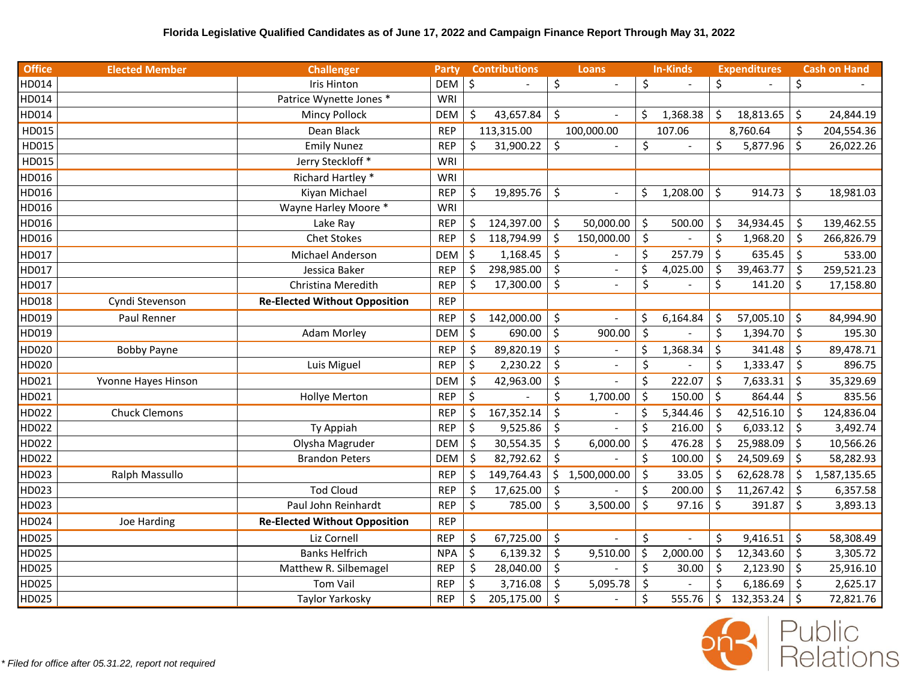**Florida Legislative Qualified Candidates as of June 17, 2022 and Campaign Finance Report Through May 31, 2022**

| Office | Elected Member | Challenger | Party | Contributions | Loans | In-Kinds | Expenditures | Cash on Hand |
|---|---|---|---|---|---|---|---|---|
| HD014 | | Iris Hinton | DEM | $ - | $ - | $ - | $ - | $ - |
| HD014 | | Patrice Wynette Jones * | WRI | | | | | |
| HD014 | | Mincy Pollock | DEM | $ 43,657.84 | $ - | $ 1,368.38 | $ 18,813.65 | $ 24,844.19 |
| HD015 | | Dean Black | REP | 113,315.00 | 100,000.00 | 107.06 | 8,760.64 | $ 204,554.36 |
| HD015 | | Emily Nunez | REP | $ 31,900.22 | $ - | $ - | $ 5,877.96 | $ 26,022.26 |
| HD015 | | Jerry Steckloff * | WRI | | | | | |
| HD016 | | Richard Hartley * | WRI | | | | | |
| HD016 | | Kiyan Michael | REP | $ 19,895.76 | $ - | $ 1,208.00 | $ 914.73 | $ 18,981.03 |
| HD016 | | Wayne Harley Moore * | WRI | | | | | |
| HD016 | | Lake Ray | REP | $ 124,397.00 | $ 50,000.00 | $ 500.00 | $ 34,934.45 | $ 139,462.55 |
| HD016 | | Chet Stokes | REP | $ 118,794.99 | $ 150,000.00 | $ - | $ 1,968.20 | $ 266,826.79 |
| HD017 | | Michael Anderson | DEM | $ 1,168.45 | $ - | $ 257.79 | $ 635.45 | $ 533.00 |
| HD017 | | Jessica Baker | REP | $ 298,985.00 | $ - | $ 4,025.00 | $ 39,463.77 | $ 259,521.23 |
| HD017 | | Christina Meredith | REP | $ 17,300.00 | $ - | $ - | $ 141.20 | $ 17,158.80 |
| HD018 | Cyndi Stevenson | **Re-Elected Without Opposition** | REP | | | | | |
| HD019 | Paul Renner | | REP | $ 142,000.00 | $ - | $ 6,164.84 | $ 57,005.10 | $ 84,994.90 |
| HD019 | | Adam Morley | DEM | $ 690.00 | $ 900.00 | $ - | $ 1,394.70 | $ 195.30 |
| HD020 | Bobby Payne | | REP | $ 89,820.19 | $ - | $ 1,368.34 | $ 341.48 | $ 89,478.71 |
| HD020 | | Luis Miguel | REP | $ 2,230.22 | $ - | $ - | $ 1,333.47 | $ 896.75 |
| HD021 | Yvonne Hayes Hinson | | DEM | $ 42,963.00 | $ - | $ 222.07 | $ 7,633.31 | $ 35,329.69 |
| HD021 | | Hollye Merton | REP | $ - | $ 1,700.00 | $ 150.00 | $ 864.44 | $ 835.56 |
| HD022 | Chuck Clemons | | REP | $ 167,352.14 | $ - | $ 5,344.46 | $ 42,516.10 | $ 124,836.04 |
| HD022 | | Ty Appiah | REP | $ 9,525.86 | $ - | $ 216.00 | $ 6,033.12 | $ 3,492.74 |
| HD022 | | Olysha Magruder | DEM | $ 30,554.35 | $ 6,000.00 | $ 476.28 | $ 25,988.09 | $ 10,566.26 |
| HD022 | | Brandon Peters | DEM | $ 82,792.62 | $ - | $ 100.00 | $ 24,509.69 | $ 58,282.93 |
| HD023 | Ralph Massullo | | REP | $ 149,764.43 | $ 1,500,000.00 | $ 33.05 | $ 62,628.78 | $ 1,587,135.65 |
| HD023 | | Tod Cloud | REP | $ 17,625.00 | $ - | $ 200.00 | $ 11,267.42 | $ 6,357.58 |
| HD023 | | Paul John Reinhardt | REP | $ 785.00 | $ 3,500.00 | $ 97.16 | $ 391.87 | $ 3,893.13 |
| HD024 | Joe Harding | **Re-Elected Without Opposition** | REP | | | | | |
| HD025 | | Liz Cornell | REP | $ 67,725.00 | $ - | $ - | $ 9,416.51 | $ 58,308.49 |
| HD025 | | Banks Helfrich | NPA | $ 6,139.32 | $ 9,510.00 | $ 2,000.00 | $ 12,343.60 | $ 3,305.72 |
| HD025 | | Matthew R. Silbemagel | REP | $ 28,040.00 | $ - | $ 30.00 | $ 2,123.90 | $ 25,916.10 |
| HD025 | | Tom Vail | REP | $ 3,716.08 | $ 5,095.78 | $ - | $ 6,186.69 | $ 2,625.17 |
| HD025 | | Taylor Yarkosky | REP | $ 205,175.00 | $ - | $ 555.76 | $ 132,353.24 | $ 72,821.76 |

*\* Filed for office after 05.31.22, report not required*

on3 Public Relations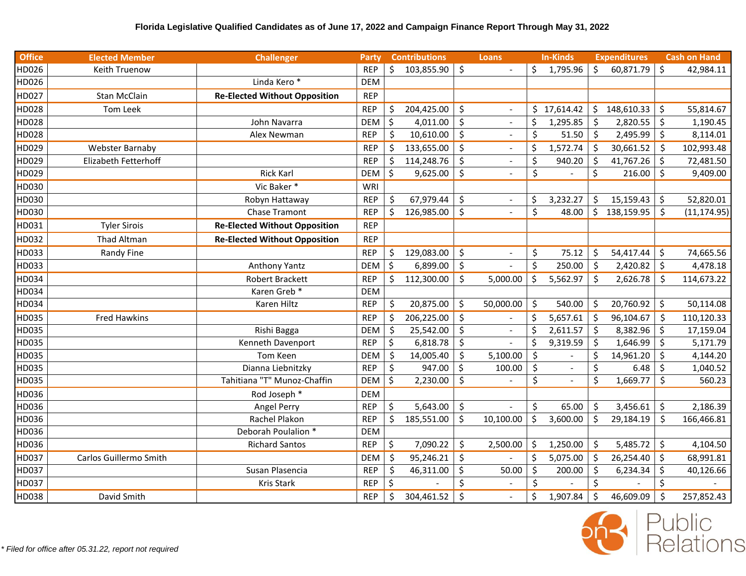**Florida Legislative Qualified Candidates as of June 17, 2022 and Campaign Finance Report Through May 31, 2022**

| Office | Elected Member | Challenger | Party | Contributions | Loans | In-Kinds | Expenditures | Cash on Hand |
|---|---|---|---|---|---|---|---|---|
| HD026 | Keith Truenow | | REP | $ 103,855.90 | $ - | $ 1,795.96 | $ 60,871.79 | $ 42,984.11 |
| HD026 | | Linda Kero * | DEM | | | | | |
| HD027 | Stan McClain | **Re-Elected Without Opposition** | REP | | | | | |
| HD028 | Tom Leek | | REP | $ 204,425.00 | $ - | $ 17,614.42 | $ 148,610.33 | $ 55,814.67 |
| HD028 | | John Navarra | DEM | $ 4,011.00 | $ - | $ 1,295.85 | $ 2,820.55 | $ 1,190.45 |
| HD028 | | Alex Newman | REP | $ 10,610.00 | $ - | $ 51.50 | $ 2,495.99 | $ 8,114.01 |
| HD029 | Webster Barnaby | | REP | $ 133,655.00 | $ - | $ 1,572.74 | $ 30,661.52 | $ 102,993.48 |
| HD029 | Elizabeth Fetterhoff | | REP | $ 114,248.76 | $ - | $ 940.20 | $ 41,767.26 | $ 72,481.50 |
| HD029 | | Rick Karl | DEM | $ 9,625.00 | $ - | $ - | $ 216.00 | $ 9,409.00 |
| HD030 | | Vic Baker * | WRI | | | | | |
| HD030 | | Robyn Hattaway | REP | $ 67,979.44 | $ - | $ 3,232.27 | $ 15,159.43 | $ 52,820.01 |
| HD030 | | Chase Tramont | REP | $ 126,985.00 | $ - | $ 48.00 | $ 138,159.95 | $ (11,174.95) |
| HD031 | Tyler Sirois | **Re-Elected Without Opposition** | REP | | | | | |
| HD032 | Thad Altman | **Re-Elected Without Opposition** | REP | | | | | |
| HD033 | Randy Fine | | REP | $ 129,083.00 | $ - | $ 75.12 | $ 54,417.44 | $ 74,665.56 |
| HD033 | | Anthony Yantz | DEM | $ 6,899.00 | $ - | $ 250.00 | $ 2,420.82 | $ 4,478.18 |
| HD034 | | Robert Brackett | REP | $ 112,300.00 | $ 5,000.00 | $ 5,562.97 | $ 2,626.78 | $ 114,673.22 |
| HD034 | | Karen Greb * | DEM | | | | | |
| HD034 | | Karen Hiltz | REP | $ 20,875.00 | $ 50,000.00 | $ 540.00 | $ 20,760.92 | $ 50,114.08 |
| HD035 | Fred Hawkins | | REP | $ 206,225.00 | $ - | $ 5,657.61 | $ 96,104.67 | $ 110,120.33 |
| HD035 | | Rishi Bagga | DEM | $ 25,542.00 | $ - | $ 2,611.57 | $ 8,382.96 | $ 17,159.04 |
| HD035 | | Kenneth Davenport | REP | $ 6,818.78 | $ - | $ 9,319.59 | $ 1,646.99 | $ 5,171.79 |
| HD035 | | Tom Keen | DEM | $ 14,005.40 | $ 5,100.00 | $ - | $ 14,961.20 | $ 4,144.20 |
| HD035 | | Dianna Liebnitzky | REP | $ 947.00 | $ 100.00 | $ - | $ 6.48 | $ 1,040.52 |
| HD035 | | Tahitiana "T" Munoz-Chaffin | DEM | $ 2,230.00 | $ - | $ - | $ 1,669.77 | $ 560.23 |
| HD036 | | Rod Joseph * | DEM | | | | | |
| HD036 | | Angel Perry | REP | $ 5,643.00 | $ - | $ 65.00 | $ 3,456.61 | $ 2,186.39 |
| HD036 | | Rachel Plakon | REP | $ 185,551.00 | $ 10,100.00 | $ 3,600.00 | $ 29,184.19 | $ 166,466.81 |
| HD036 | | Deborah Poulalion * | DEM | | | | | |
| HD036 | | Richard Santos | REP | $ 7,090.22 | $ 2,500.00 | $ 1,250.00 | $ 5,485.72 | $ 4,104.50 |
| HD037 | Carlos Guillermo Smith | | DEM | $ 95,246.21 | $ - | $ 5,075.00 | $ 26,254.40 | $ 68,991.81 |
| HD037 | | Susan Plasencia | REP | $ 46,311.00 | $ 50.00 | $ 200.00 | $ 6,234.34 | $ 40,126.66 |
| HD037 | | Kris Stark | REP | $ - | $ - | $ - | $ - | $ - |
| HD038 | David Smith | | REP | $ 304,461.52 | $ - | $ 1,907.84 | $ 46,609.09 | $ 257,852.43 |

*\* Filed for office after 05.31.22, report not required*

on3 Public Relations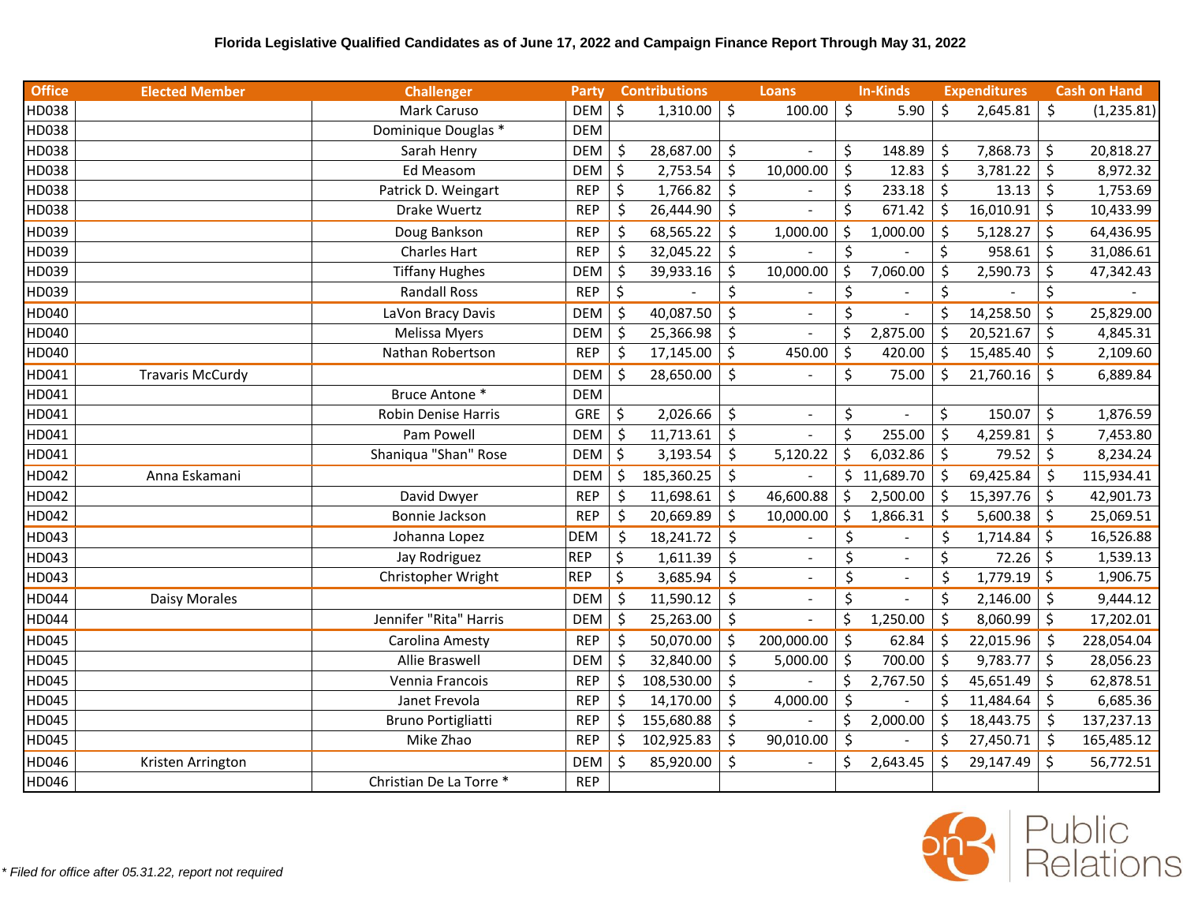**Florida Legislative Qualified Candidates as of June 17, 2022 and Campaign Finance Report Through May 31, 2022**

| Office | Elected Member | Challenger | Party | Contributions | Loans | In-Kinds | Expenditures | Cash on Hand |
|---|---|---|---|---|---|---|---|---|
| HD038 | | Mark Caruso | DEM | $ 1,310.00 | $ 100.00 | $ 5.90 | $ 2,645.81 | $ (1,235.81) |
| HD038 | | Dominique Douglas * | DEM | | | | | |
| HD038 | | Sarah Henry | DEM | $ 28,687.00 | $ - | $ 148.89 | $ 7,868.73 | $ 20,818.27 |
| HD038 | | Ed Measom | DEM | $ 2,753.54 | $ 10,000.00 | $ 12.83 | $ 3,781.22 | $ 8,972.32 |
| HD038 | | Patrick D. Weingart | REP | $ 1,766.82 | $ - | $ 233.18 | $ 13.13 | $ 1,753.69 |
| HD038 | | Drake Wuertz | REP | $ 26,444.90 | $ - | $ 671.42 | $ 16,010.91 | $ 10,433.99 |
| HD039 | | Doug Bankson | REP | $ 68,565.22 | $ 1,000.00 | $ 1,000.00 | $ 5,128.27 | $ 64,436.95 |
| HD039 | | Charles Hart | REP | $ 32,045.22 | $ - | $ - | $ 958.61 | $ 31,086.61 |
| HD039 | | Tiffany Hughes | DEM | $ 39,933.16 | $ 10,000.00 | $ 7,060.00 | $ 2,590.73 | $ 47,342.43 |
| HD039 | | Randall Ross | REP | $ - | $ - | $ - | $ - | $ - |
| HD040 | | LaVon Bracy Davis | DEM | $ 40,087.50 | $ - | $ - | $ 14,258.50 | $ 25,829.00 |
| HD040 | | Melissa Myers | DEM | $ 25,366.98 | $ - | $ 2,875.00 | $ 20,521.67 | $ 4,845.31 |
| HD040 | | Nathan Robertson | REP | $ 17,145.00 | $ 450.00 | $ 420.00 | $ 15,485.40 | $ 2,109.60 |
| HD041 | Travaris McCurdy | | DEM | $ 28,650.00 | $ - | $ 75.00 | $ 21,760.16 | $ 6,889.84 |
| HD041 | | Bruce Antone * | DEM | | | | | |
| HD041 | | Robin Denise Harris | GRE | $ 2,026.66 | $ - | $ - | $ 150.07 | $ 1,876.59 |
| HD041 | | Pam Powell | DEM | $ 11,713.61 | $ - | $ 255.00 | $ 4,259.81 | $ 7,453.80 |
| HD041 | | Shaniqua "Shan" Rose | DEM | $ 3,193.54 | $ 5,120.22 | $ 6,032.86 | $ 79.52 | $ 8,234.24 |
| HD042 | Anna Eskamani | | DEM | $ 185,360.25 | $ - | $ 11,689.70 | $ 69,425.84 | $ 115,934.41 |
| HD042 | | David Dwyer | REP | $ 11,698.61 | $ 46,600.88 | $ 2,500.00 | $ 15,397.76 | $ 42,901.73 |
| HD042 | | Bonnie Jackson | REP | $ 20,669.89 | $ 10,000.00 | $ 1,866.31 | $ 5,600.38 | $ 25,069.51 |
| HD043 | | Johanna Lopez | DEM | $ 18,241.72 | $ - | $ - | $ 1,714.84 | $ 16,526.88 |
| HD043 | | Jay Rodriguez | REP | $ 1,611.39 | $ - | $ - | $ 72.26 | $ 1,539.13 |
| HD043 | | Christopher Wright | REP | $ 3,685.94 | $ - | $ - | $ 1,779.19 | $ 1,906.75 |
| HD044 | Daisy Morales | | DEM | $ 11,590.12 | $ - | $ - | $ 2,146.00 | $ 9,444.12 |
| HD044 | | Jennifer "Rita" Harris | DEM | $ 25,263.00 | $ - | $ 1,250.00 | $ 8,060.99 | $ 17,202.01 |
| HD045 | | Carolina Amesty | REP | $ 50,070.00 | $ 200,000.00 | $ 62.84 | $ 22,015.96 | $ 228,054.04 |
| HD045 | | Allie Braswell | DEM | $ 32,840.00 | $ 5,000.00 | $ 700.00 | $ 9,783.77 | $ 28,056.23 |
| HD045 | | Vennia Francois | REP | $ 108,530.00 | $ - | $ 2,767.50 | $ 45,651.49 | $ 62,878.51 |
| HD045 | | Janet Frevola | REP | $ 14,170.00 | $ 4,000.00 | $ - | $ 11,484.64 | $ 6,685.36 |
| HD045 | | Bruno Portigliatti | REP | $ 155,680.88 | $ - | $ 2,000.00 | $ 18,443.75 | $ 137,237.13 |
| HD045 | | Mike Zhao | REP | $ 102,925.83 | $ 90,010.00 | $ - | $ 27,450.71 | $ 165,485.12 |
| HD046 | Kristen Arrington | | DEM | $ 85,920.00 | $ - | $ 2,643.45 | $ 29,147.49 | $ 56,772.51 |
| HD046 | | Christian De La Torre * | REP | | | | | |

*\* Filed for office after 05.31.22, report not required*

on3 Public Relations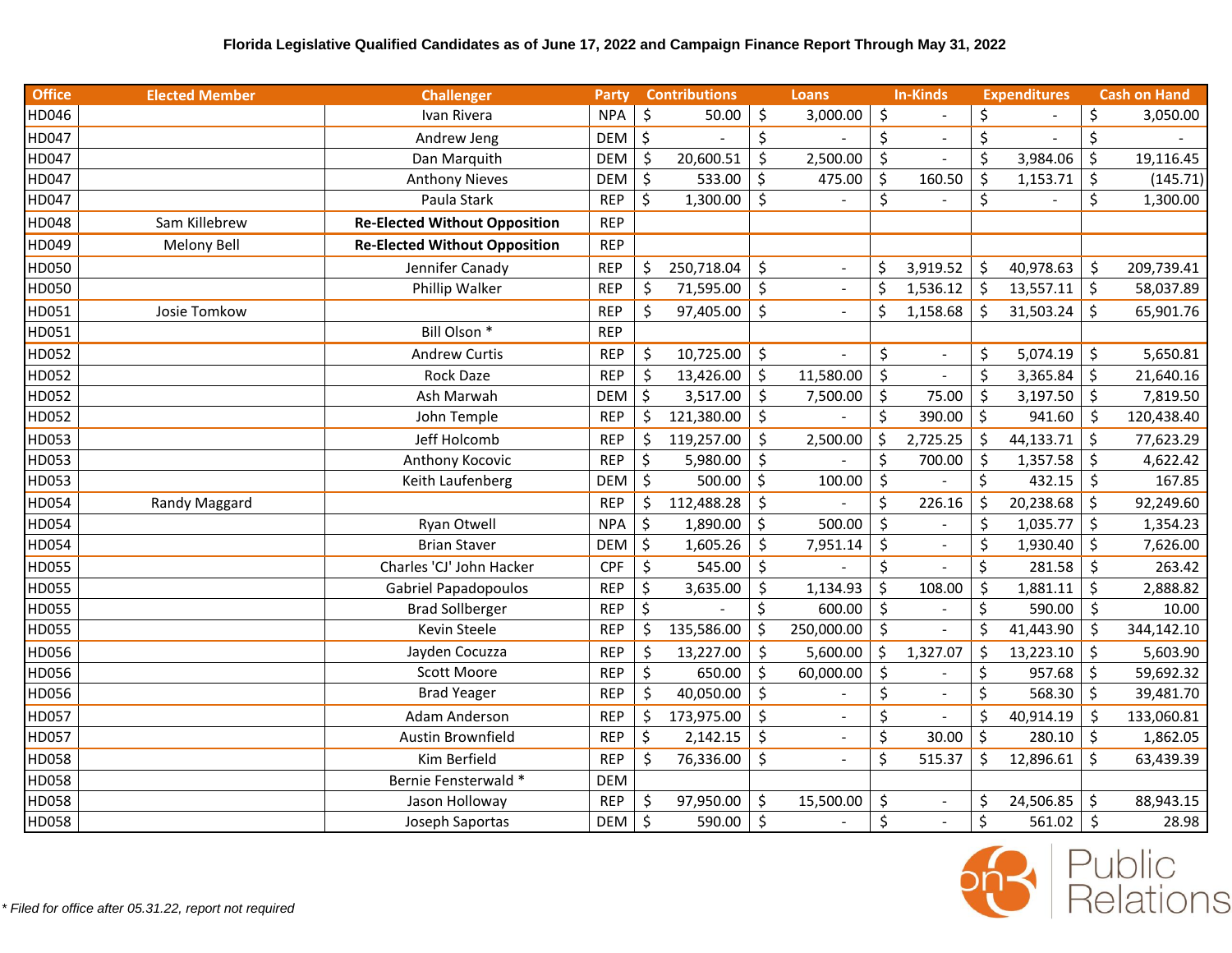**Florida Legislative Qualified Candidates as of June 17, 2022 and Campaign Finance Report Through May 31, 2022**

| Office | Elected Member | Challenger | Party | Contributions | Loans | In-Kinds | Expenditures | Cash on Hand |
|---|---|---|---|---|---|---|---|---|
| HD046 | | Ivan Rivera | NPA | $ 50.00 | $ 3,000.00 | $ - | $ - | $ 3,050.00 |
| HD047 | | Andrew Jeng | DEM | $ - | $ - | $ - | $ - | $ - |
| HD047 | | Dan Marquith | DEM | $ 20,600.51 | $ 2,500.00 | $ - | $ 3,984.06 | $ 19,116.45 |
| HD047 | | Anthony Nieves | DEM | $ 533.00 | $ 475.00 | $ 160.50 | $ 1,153.71 | $ (145.71) |
| HD047 | | Paula Stark | REP | $ 1,300.00 | $ - | $ - | $ - | $ 1,300.00 |
| HD048 | Sam Killebrew | **Re-Elected Without Opposition** | REP | | | | | |
| HD049 | Melony Bell | **Re-Elected Without Opposition** | REP | | | | | |
| HD050 | | Jennifer Canady | REP | $ 250,718.04 | $ - | $ 3,919.52 | $ 40,978.63 | $ 209,739.41 |
| HD050 | | Phillip Walker | REP | $ 71,595.00 | $ - | $ 1,536.12 | $ 13,557.11 | $ 58,037.89 |
| HD051 | Josie Tomkow | | REP | $ 97,405.00 | $ - | $ 1,158.68 | $ 31,503.24 | $ 65,901.76 |
| HD051 | | Bill Olson * | REP | | | | | |
| HD052 | | Andrew Curtis | REP | $ 10,725.00 | $ - | $ - | $ 5,074.19 | $ 5,650.81 |
| HD052 | | Rock Daze | REP | $ 13,426.00 | $ 11,580.00 | $ - | $ 3,365.84 | $ 21,640.16 |
| HD052 | | Ash Marwah | DEM | $ 3,517.00 | $ 7,500.00 | $ 75.00 | $ 3,197.50 | $ 7,819.50 |
| HD052 | | John Temple | REP | $ 121,380.00 | $ - | $ 390.00 | $ 941.60 | $ 120,438.40 |
| HD053 | | Jeff Holcomb | REP | $ 119,257.00 | $ 2,500.00 | $ 2,725.25 | $ 44,133.71 | $ 77,623.29 |
| HD053 | | Anthony Kocovic | REP | $ 5,980.00 | $ - | $ 700.00 | $ 1,357.58 | $ 4,622.42 |
| HD053 | | Keith Laufenberg | DEM | $ 500.00 | $ 100.00 | $ - | $ 432.15 | $ 167.85 |
| HD054 | Randy Maggard | | REP | $ 112,488.28 | $ - | $ 226.16 | $ 20,238.68 | $ 92,249.60 |
| HD054 | | Ryan Otwell | NPA | $ 1,890.00 | $ 500.00 | $ - | $ 1,035.77 | $ 1,354.23 |
| HD054 | | Brian Staver | DEM | $ 1,605.26 | $ 7,951.14 | $ - | $ 1,930.40 | $ 7,626.00 |
| HD055 | | Charles 'CJ' John Hacker | CPF | $ 545.00 | $ - | $ - | $ 281.58 | $ 263.42 |
| HD055 | | Gabriel Papadopoulos | REP | $ 3,635.00 | $ 1,134.93 | $ 108.00 | $ 1,881.11 | $ 2,888.82 |
| HD055 | | Brad Sollberger | REP | $ - | $ 600.00 | $ - | $ 590.00 | $ 10.00 |
| HD055 | | Kevin Steele | REP | $ 135,586.00 | $ 250,000.00 | $ - | $ 41,443.90 | $ 344,142.10 |
| HD056 | | Jayden Cocuzza | REP | $ 13,227.00 | $ 5,600.00 | $ 1,327.07 | $ 13,223.10 | $ 5,603.90 |
| HD056 | | Scott Moore | REP | $ 650.00 | $ 60,000.00 | $ - | $ 957.68 | $ 59,692.32 |
| HD056 | | Brad Yeager | REP | $ 40,050.00 | $ - | $ - | $ 568.30 | $ 39,481.70 |
| HD057 | | Adam Anderson | REP | $ 173,975.00 | $ - | $ - | $ 40,914.19 | $ 133,060.81 |
| HD057 | | Austin Brownfield | REP | $ 2,142.15 | $ - | $ 30.00 | $ 280.10 | $ 1,862.05 |
| HD058 | | Kim Berfield | REP | $ 76,336.00 | $ - | $ 515.37 | $ 12,896.61 | $ 63,439.39 |
| HD058 | | Bernie Fensterwald * | DEM | | | | | |
| HD058 | | Jason Holloway | REP | $ 97,950.00 | $ 15,500.00 | $ - | $ 24,506.85 | $ 88,943.15 |
| HD058 | | Joseph Saportas | DEM | $ 590.00 | $ - | $ - | $ 561.02 | $ 28.98 |

*\* Filed for office after 05.31.22, report not required*

on3 Public Relations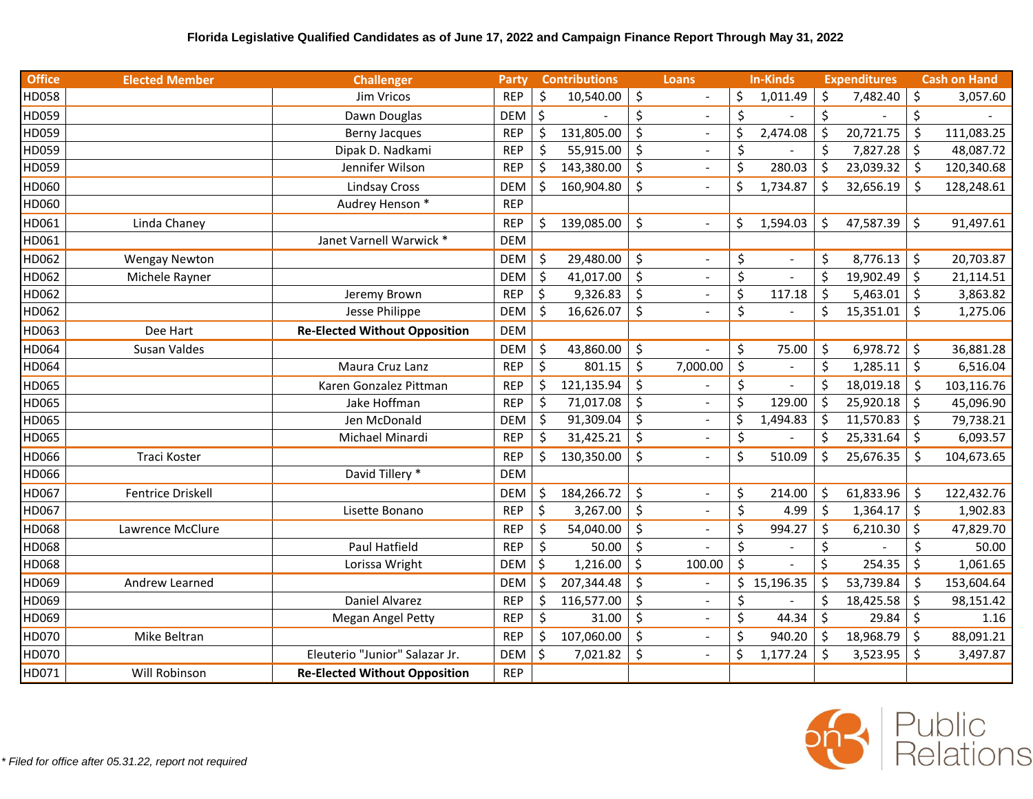**Florida Legislative Qualified Candidates as of June 17, 2022 and Campaign Finance Report Through May 31, 2022**

| Office | Elected Member | Challenger | Party | Contributions | Loans | In-Kinds | Expenditures | Cash on Hand |
|---|---|---|---|---|---|---|---|---|
| HD058 | | Jim Vricos | REP | $ 10,540.00 | $ - | $ 1,011.49 | $ 7,482.40 | $ 3,057.60 |
| HD059 | | Dawn Douglas | DEM | $ - | $ - | $ - | $ - | $ - |
| HD059 | | Berny Jacques | REP | $ 131,805.00 | $ - | $ 2,474.08 | $ 20,721.75 | $ 111,083.25 |
| HD059 | | Dipak D. Nadkami | REP | $ 55,915.00 | $ - | $ - | $ 7,827.28 | $ 48,087.72 |
| HD059 | | Jennifer Wilson | REP | $ 143,380.00 | $ - | $ 280.03 | $ 23,039.32 | $ 120,340.68 |
| HD060 | | Lindsay Cross | DEM | $ 160,904.80 | $ - | $ 1,734.87 | $ 32,656.19 | $ 128,248.61 |
| HD060 | | Audrey Henson * | REP | | | | | |
| HD061 | Linda Chaney | | REP | $ 139,085.00 | $ - | $ 1,594.03 | $ 47,587.39 | $ 91,497.61 |
| HD061 | | Janet Varnell Warwick * | DEM | | | | | |
| HD062 | Wengay Newton | | DEM | $ 29,480.00 | $ - | $ - | $ 8,776.13 | $ 20,703.87 |
| HD062 | Michele Rayner | | DEM | $ 41,017.00 | $ - | $ - | $ 19,902.49 | $ 21,114.51 |
| HD062 | | Jeremy Brown | REP | $ 9,326.83 | $ - | $ 117.18 | $ 5,463.01 | $ 3,863.82 |
| HD062 | | Jesse Philippe | DEM | $ 16,626.07 | $ - | $ - | $ 15,351.01 | $ 1,275.06 |
| HD063 | Dee Hart | **Re-Elected Without Opposition** | DEM | | | | | |
| HD064 | Susan Valdes | | DEM | $ 43,860.00 | $ - | $ 75.00 | $ 6,978.72 | $ 36,881.28 |
| HD064 | | Maura Cruz Lanz | REP | $ 801.15 | $ 7,000.00 | $ - | $ 1,285.11 | $ 6,516.04 |
| HD065 | | Karen Gonzalez Pittman | REP | $ 121,135.94 | $ - | $ - | $ 18,019.18 | $ 103,116.76 |
| HD065 | | Jake Hoffman | REP | $ 71,017.08 | $ - | $ 129.00 | $ 25,920.18 | $ 45,096.90 |
| HD065 | | Jen McDonald | DEM | $ 91,309.04 | $ - | $ 1,494.83 | $ 11,570.83 | $ 79,738.21 |
| HD065 | | Michael Minardi | REP | $ 31,425.21 | $ - | $ - | $ 25,331.64 | $ 6,093.57 |
| HD066 | Traci Koster | | REP | $ 130,350.00 | $ - | $ 510.09 | $ 25,676.35 | $ 104,673.65 |
| HD066 | | David Tillery * | DEM | | | | | |
| HD067 | Fentrice Driskell | | DEM | $ 184,266.72 | $ - | $ 214.00 | $ 61,833.96 | $ 122,432.76 |
| HD067 | | Lisette Bonano | REP | $ 3,267.00 | $ - | $ 4.99 | $ 1,364.17 | $ 1,902.83 |
| HD068 | Lawrence McClure | | REP | $ 54,040.00 | $ - | $ 994.27 | $ 6,210.30 | $ 47,829.70 |
| HD068 | | Paul Hatfield | REP | $ 50.00 | $ - | $ - | $ - | $ 50.00 |
| HD068 | | Lorissa Wright | DEM | $ 1,216.00 | $ 100.00 | $ - | $ 254.35 | $ 1,061.65 |
| HD069 | Andrew Learned | | DEM | $ 207,344.48 | $ - | $ 15,196.35 | $ 53,739.84 | $ 153,604.64 |
| HD069 | | Daniel Alvarez | REP | $ 116,577.00 | $ - | $ - | $ 18,425.58 | $ 98,151.42 |
| HD069 | | Megan Angel Petty | REP | $ 31.00 | $ - | $ 44.34 | $ 29.84 | $ 1.16 |
| HD070 | Mike Beltran | | REP | $ 107,060.00 | $ - | $ 940.20 | $ 18,968.79 | $ 88,091.21 |
| HD070 | | Eleuterio "Junior" Salazar Jr. | DEM | $ 7,021.82 | $ - | $ 1,177.24 | $ 3,523.95 | $ 3,497.87 |
| HD071 | Will Robinson | **Re-Elected Without Opposition** | REP | | | | | |

*\* Filed for office after 05.31.22, report not required*

on3 Public Relations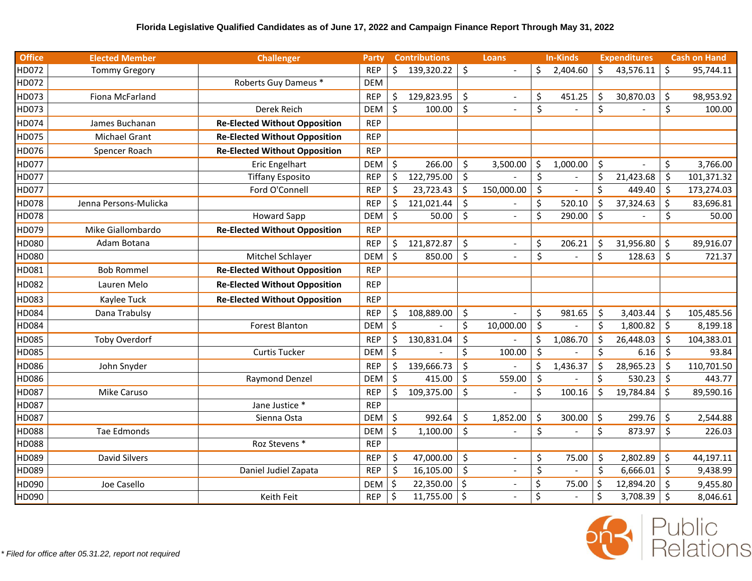**Florida Legislative Qualified Candidates as of June 17, 2022 and Campaign Finance Report Through May 31, 2022**

| Office | Elected Member | Challenger | Party | Contributions | Loans | In-Kinds | Expenditures | Cash on Hand |
|---|---|---|---|---|---|---|---|---|
| HD072 | Tommy Gregory | | REP | $ 139,320.22 | $ - | $ 2,404.60 | $ 43,576.11 | $ 95,744.11 |
| HD072 | | Roberts Guy Dameus * | DEM | | | | | |
| HD073 | Fiona McFarland | | REP | $ 129,823.95 | $ - | $ 451.25 | $ 30,870.03 | $ 98,953.92 |
| HD073 | | Derek Reich | DEM | $ 100.00 | $ - | $ - | $ - | $ 100.00 |
| HD074 | James Buchanan | **Re-Elected Without Opposition** | REP | | | | | |
| HD075 | Michael Grant | **Re-Elected Without Opposition** | REP | | | | | |
| HD076 | Spencer Roach | **Re-Elected Without Opposition** | REP | | | | | |
| HD077 | | Eric Engelhart | DEM | $ 266.00 | $ 3,500.00 | $ 1,000.00 | $ - | $ 3,766.00 |
| HD077 | | Tiffany Esposito | REP | $ 122,795.00 | $ - | $ - | $ 21,423.68 | $ 101,371.32 |
| HD077 | | Ford O'Connell | REP | $ 23,723.43 | $ 150,000.00 | $ - | $ 449.40 | $ 173,274.03 |
| HD078 | Jenna Persons-Mulicka | | REP | $ 121,021.44 | $ - | $ 520.10 | $ 37,324.63 | $ 83,696.81 |
| HD078 | | Howard Sapp | DEM | $ 50.00 | $ - | $ 290.00 | $ - | $ 50.00 |
| HD079 | Mike Giallombardo | **Re-Elected Without Opposition** | REP | | | | | |
| HD080 | Adam Botana | | REP | $ 121,872.87 | $ - | $ 206.21 | $ 31,956.80 | $ 89,916.07 |
| HD080 | | Mitchel Schlayer | DEM | $ 850.00 | $ - | $ - | $ 128.63 | $ 721.37 |
| HD081 | Bob Rommel | **Re-Elected Without Opposition** | REP | | | | | |
| HD082 | Lauren Melo | **Re-Elected Without Opposition** | REP | | | | | |
| HD083 | Kaylee Tuck | **Re-Elected Without Opposition** | REP | | | | | |
| HD084 | Dana Trabulsy | | REP | $ 108,889.00 | $ - | $ 981.65 | $ 3,403.44 | $ 105,485.56 |
| HD084 | | Forest Blanton | DEM | $ - | $ 10,000.00 | $ - | $ 1,800.82 | $ 8,199.18 |
| HD085 | Toby Overdorf | | REP | $ 130,831.04 | $ - | $ 1,086.70 | $ 26,448.03 | $ 104,383.01 |
| HD085 | | Curtis Tucker | DEM | $ - | $ 100.00 | $ - | $ 6.16 | $ 93.84 |
| HD086 | John Snyder | | REP | $ 139,666.73 | $ - | $ 1,436.37 | $ 28,965.23 | $ 110,701.50 |
| HD086 | | Raymond Denzel | DEM | $ 415.00 | $ 559.00 | $ - | $ 530.23 | $ 443.77 |
| HD087 | Mike Caruso | | REP | $ 109,375.00 | $ - | $ 100.16 | $ 19,784.84 | $ 89,590.16 |
| HD087 | | Jane Justice * | REP | | | | | |
| HD087 | | Sienna Osta | DEM | $ 992.64 | $ 1,852.00 | $ 300.00 | $ 299.76 | $ 2,544.88 |
| HD088 | Tae Edmonds | | DEM | $ 1,100.00 | $ - | $ - | $ 873.97 | $ 226.03 |
| HD088 | | Roz Stevens * | REP | | | | | |
| HD089 | David Silvers | | REP | $ 47,000.00 | $ - | $ 75.00 | $ 2,802.89 | $ 44,197.11 |
| HD089 | | Daniel Judiel Zapata | REP | $ 16,105.00 | $ - | $ - | $ 6,666.01 | $ 9,438.99 |
| HD090 | Joe Casello | | DEM | $ 22,350.00 | $ - | $ 75.00 | $ 12,894.20 | $ 9,455.80 |
| HD090 | | Keith Feit | REP | $ 11,755.00 | $ - | $ - | $ 3,708.39 | $ 8,046.61 |

*\* Filed for office after 05.31.22, report not required*

on3 Public Relations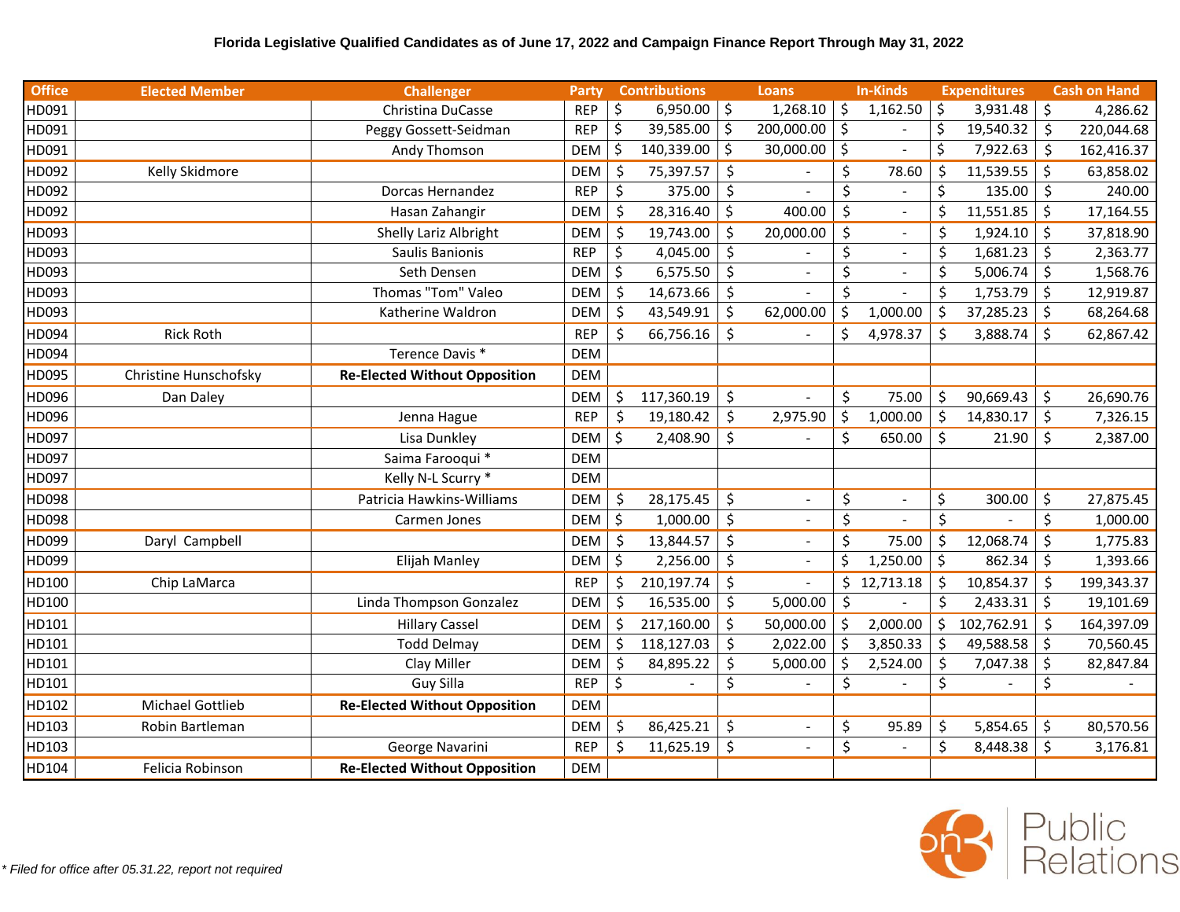**Florida Legislative Qualified Candidates as of June 17, 2022 and Campaign Finance Report Through May 31, 2022**

| Office | Elected Member | Challenger | Party | Contributions | Loans | In-Kinds | Expenditures | Cash on Hand |
|---|---|---|---|---|---|---|---|---|
| HD091 | | Christina DuCasse | REP | $ 6,950.00 | $ 1,268.10 | $ 1,162.50 | $ 3,931.48 | $ 4,286.62 |
| HD091 | | Peggy Gossett-Seidman | REP | $ 39,585.00 | $ 200,000.00 | $ - | $ 19,540.32 | $ 220,044.68 |
| HD091 | | Andy Thomson | DEM | $ 140,339.00 | $ 30,000.00 | $ - | $ 7,922.63 | $ 162,416.37 |
| HD092 | Kelly Skidmore | | DEM | $ 75,397.57 | $ - | $ 78.60 | $ 11,539.55 | $ 63,858.02 |
| HD092 | | Dorcas Hernandez | REP | $ 375.00 | $ - | $ - | $ 135.00 | $ 240.00 |
| HD092 | | Hasan Zahangir | DEM | $ 28,316.40 | $ 400.00 | $ - | $ 11,551.85 | $ 17,164.55 |
| HD093 | | Shelly Lariz Albright | DEM | $ 19,743.00 | $ 20,000.00 | $ - | $ 1,924.10 | $ 37,818.90 |
| HD093 | | Saulis Banionis | REP | $ 4,045.00 | $ - | $ - | $ 1,681.23 | $ 2,363.77 |
| HD093 | | Seth Densen | DEM | $ 6,575.50 | $ - | $ - | $ 5,006.74 | $ 1,568.76 |
| HD093 | | Thomas "Tom" Valeo | DEM | $ 14,673.66 | $ - | $ - | $ 1,753.79 | $ 12,919.87 |
| HD093 | | Katherine Waldron | DEM | $ 43,549.91 | $ 62,000.00 | $ 1,000.00 | $ 37,285.23 | $ 68,264.68 |
| HD094 | Rick Roth | | REP | $ 66,756.16 | $ - | $ 4,978.37 | $ 3,888.74 | $ 62,867.42 |
| HD094 | | Terence Davis * | DEM | | | | | |
| HD095 | Christine Hunschofsky | **Re-Elected Without Opposition** | DEM | | | | | |
| HD096 | Dan Daley | | DEM | $ 117,360.19 | $ - | $ 75.00 | $ 90,669.43 | $ 26,690.76 |
| HD096 | | Jenna Hague | REP | $ 19,180.42 | $ 2,975.90 | $ 1,000.00 | $ 14,830.17 | $ 7,326.15 |
| HD097 | | Lisa Dunkley | DEM | $ 2,408.90 | $ - | $ 650.00 | $ 21.90 | $ 2,387.00 |
| HD097 | | Saima Farooqui * | DEM | | | | | |
| HD097 | | Kelly N-L Scurry * | DEM | | | | | |
| HD098 | | Patricia Hawkins-Williams | DEM | $ 28,175.45 | $ - | $ - | $ 300.00 | $ 27,875.45 |
| HD098 | | Carmen Jones | DEM | $ 1,000.00 | $ - | $ - | $ - | $ 1,000.00 |
| HD099 | Daryl Campbell | | DEM | $ 13,844.57 | $ - | $ 75.00 | $ 12,068.74 | $ 1,775.83 |
| HD099 | | Elijah Manley | DEM | $ 2,256.00 | $ - | $ 1,250.00 | $ 862.34 | $ 1,393.66 |
| HD100 | Chip LaMarca | | REP | $ 210,197.74 | $ - | $ 12,713.18 | $ 10,854.37 | $ 199,343.37 |
| HD100 | | Linda Thompson Gonzalez | DEM | $ 16,535.00 | $ 5,000.00 | $ - | $ 2,433.31 | $ 19,101.69 |
| HD101 | | Hillary Cassel | DEM | $ 217,160.00 | $ 50,000.00 | $ 2,000.00 | $ 102,762.91 | $ 164,397.09 |
| HD101 | | Todd Delmay | DEM | $ 118,127.03 | $ 2,022.00 | $ 3,850.33 | $ 49,588.58 | $ 70,560.45 |
| HD101 | | Clay Miller | DEM | $ 84,895.22 | $ 5,000.00 | $ 2,524.00 | $ 7,047.38 | $ 82,847.84 |
| HD101 | | Guy Silla | REP | $ - | $ - | $ - | $ - | $ - |
| HD102 | Michael Gottlieb | **Re-Elected Without Opposition** | DEM | | | | | |
| HD103 | Robin Bartleman | | DEM | $ 86,425.21 | $ - | $ 95.89 | $ 5,854.65 | $ 80,570.56 |
| HD103 | | George Navarini | REP | $ 11,625.19 | $ - | $ - | $ 8,448.38 | $ 3,176.81 |
| HD104 | Felicia Robinson | **Re-Elected Without Opposition** | DEM | | | | | |

*\* Filed for office after 05.31.22, report not required*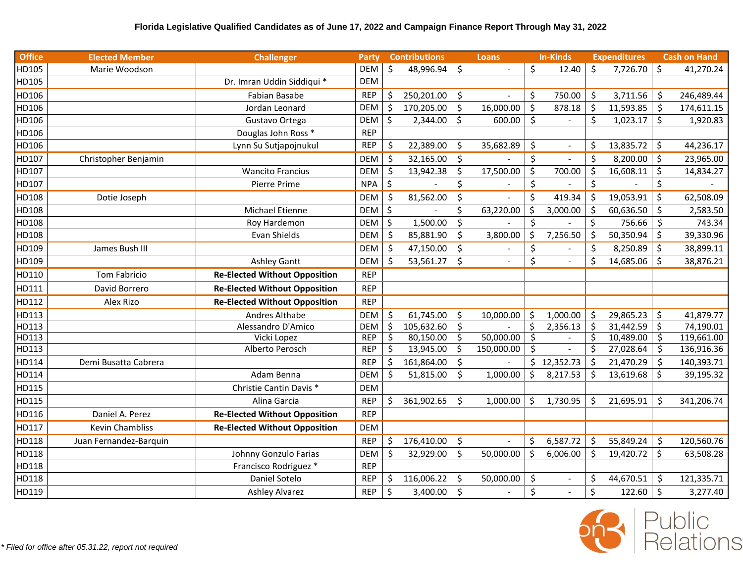**Florida Legislative Qualified Candidates as of June 17, 2022 and Campaign Finance Report Through May 31, 2022**

| Office | Elected Member | Challenger | Party | Contributions | Loans | In-Kinds | Expenditures | Cash on Hand |
|---|---|---|---|---|---|---|---|---|
| HD105 | Marie Woodson | | DEM | $ 48,996.94 | $ - | $ 12.40 | $ 7,726.70 | $ 41,270.24 |
| HD105 | | Dr. Imran Uddin Siddiqui * | DEM | | | | | |
| HD106 | | Fabian Basabe | REP | $ 250,201.00 | $ - | $ 750.00 | $ 3,711.56 | $ 246,489.44 |
| HD106 | | Jordan Leonard | DEM | $ 170,205.00 | $ 16,000.00 | $ 878.18 | $ 11,593.85 | $ 174,611.15 |
| HD106 | | Gustavo Ortega | DEM | $ 2,344.00 | $ 600.00 | $ - | $ 1,023.17 | $ 1,920.83 |
| HD106 | | Douglas John Ross * | REP | | | | | |
| HD106 | | Lynn Su Sutjapojnukul | REP | $ 22,389.00 | $ 35,682.89 | $ - | $ 13,835.72 | $ 44,236.17 |
| HD107 | Christopher Benjamin | | DEM | $ 32,165.00 | $ - | $ - | $ 8,200.00 | $ 23,965.00 |
| HD107 | | Wancito Francius | DEM | $ 13,942.38 | $ 17,500.00 | $ 700.00 | $ 16,608.11 | $ 14,834.27 |
| HD107 | | Pierre Prime | NPA | $ - | $ - | $ - | $ - | $ - |
| HD108 | Dotie Joseph | | DEM | $ 81,562.00 | $ - | $ 419.34 | $ 19,053.91 | $ 62,508.09 |
| HD108 | | Michael Etienne | DEM | $ - | $ 63,220.00 | $ 3,000.00 | $ 60,636.50 | $ 2,583.50 |
| HD108 | | Roy Hardemon | DEM | $ 1,500.00 | $ - | $ - | $ 756.66 | $ 743.34 |
| HD108 | | Evan Shields | DEM | $ 85,881.90 | $ 3,800.00 | $ 7,256.50 | $ 50,350.94 | $ 39,330.96 |
| HD109 | James Bush III | | DEM | $ 47,150.00 | $ - | $ - | $ 8,250.89 | $ 38,899.11 |
| HD109 | | Ashley Gantt | DEM | $ 53,561.27 | $ - | $ - | $ 14,685.06 | $ 38,876.21 |
| HD110 | Tom Fabricio | **Re-Elected Without Opposition** | REP | | | | | |
| HD111 | David Borrero | **Re-Elected Without Opposition** | REP | | | | | |
| HD112 | Alex Rizo | **Re-Elected Without Opposition** | REP | | | | | |
| HD113 | | Andres Althabe | DEM | $ 61,745.00 | $ 10,000.00 | $ 1,000.00 | $ 29,865.23 | $ 41,879.77 |
| HD113 | | Alessandro D'Amico | DEM | $ 105,632.60 | $ - | $ 2,356.13 | $ 31,442.59 | $ 74,190.01 |
| HD113 | | Vicki Lopez | REP | $ 80,150.00 | $ 50,000.00 | $ - | $ 10,489.00 | $ 119,661.00 |
| HD113 | | Alberto Perosch | REP | $ 13,945.00 | $ 150,000.00 | $ - | $ 27,028.64 | $ 136,916.36 |
| HD114 | Demi Busatta Cabrera | | REP | $ 161,864.00 | $ - | $ 12,352.73 | $ 21,470.29 | $ 140,393.71 |
| HD114 | | Adam Benna | DEM | $ 51,815.00 | $ 1,000.00 | $ 8,217.53 | $ 13,619.68 | $ 39,195.32 |
| HD115 | | Christie Cantin Davis * | DEM | | | | | |
| HD115 | | Alina Garcia | REP | $ 361,902.65 | $ 1,000.00 | $ 1,730.95 | $ 21,695.91 | $ 341,206.74 |
| HD116 | Daniel A. Perez | **Re-Elected Without Opposition** | REP | | | | | |
| HD117 | Kevin Chambliss | **Re-Elected Without Opposition** | DEM | | | | | |
| HD118 | Juan Fernandez-Barquin | | REP | $ 176,410.00 | $ - | $ 6,587.72 | $ 55,849.24 | $ 120,560.76 |
| HD118 | | Johnny Gonzulo Farias | DEM | $ 32,929.00 | $ 50,000.00 | $ 6,006.00 | $ 19,420.72 | $ 63,508.28 |
| HD118 | | Francisco Rodriguez * | REP | | | | | |
| HD118 | | Daniel Sotelo | REP | $ 116,006.22 | $ 50,000.00 | $ - | $ 44,670.51 | $ 121,335.71 |
| HD119 | | Ashley Alvarez | REP | $ 3,400.00 | $ - | $ - | $ 122.60 | $ 3,277.40 |

*\* Filed for office after 05.31.22, report not required*

on3 Public Relations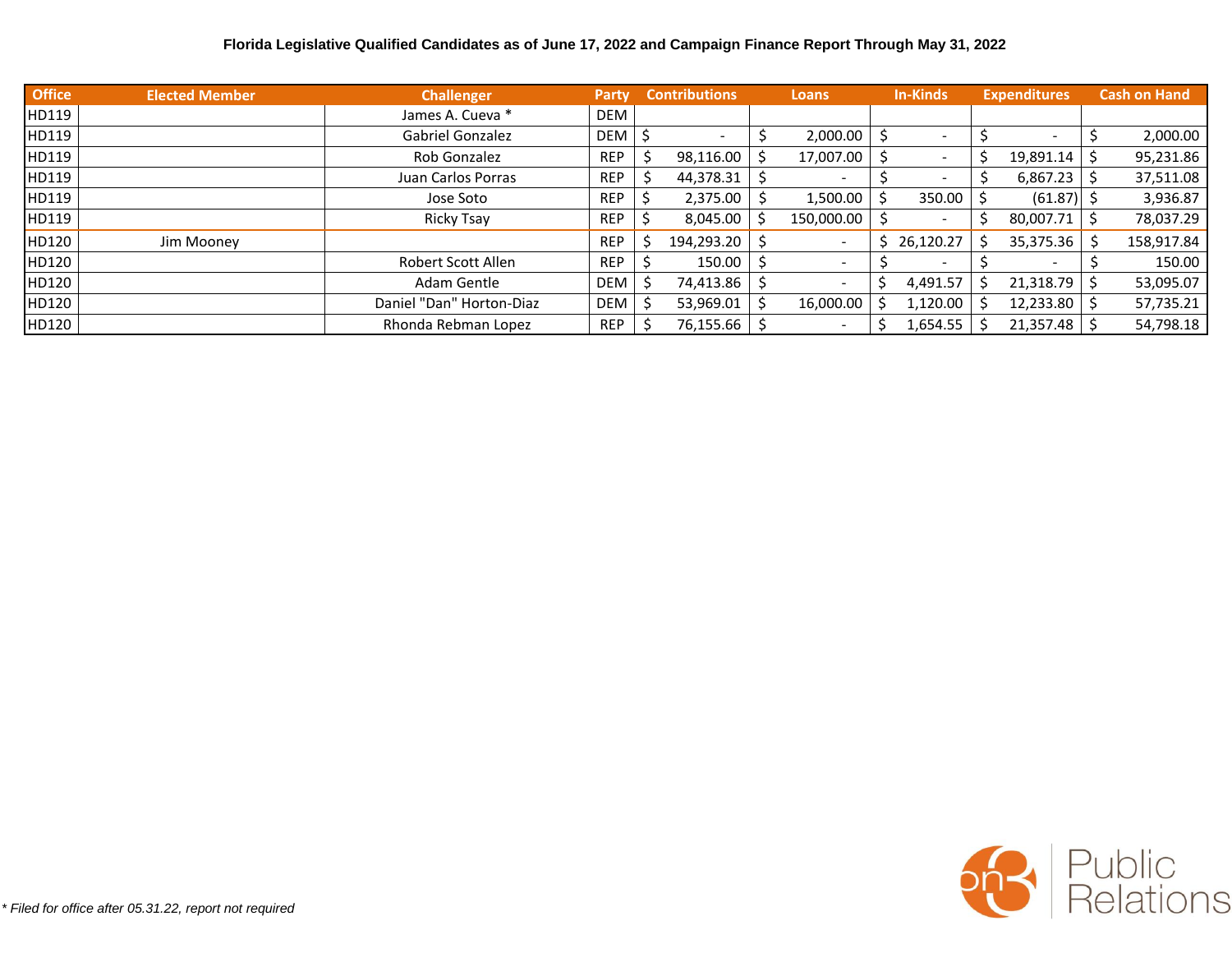**Florida Legislative Qualified Candidates as of June 17, 2022 and Campaign Finance Report Through May 31, 2022**

| Office | Elected Member | Challenger | Party | Contributions | Loans | In-Kinds | Expenditures | Cash on Hand |
|---|---|---|---|---|---|---|---|---|
| HD119 | | James A. Cueva * | DEM | | | | | |
| HD119 | | Gabriel Gonzalez | DEM | $ - | $ 2,000.00 | $ - | $ - | $ 2,000.00 |
| HD119 | | Rob Gonzalez | REP | $ 98,116.00 | $ 17,007.00 | $ - | $ 19,891.14 | $ 95,231.86 |
| HD119 | | Juan Carlos Porras | REP | $ 44,378.31 | $ - | $ - | $ 6,867.23 | $ 37,511.08 |
| HD119 | | Jose Soto | REP | $ 2,375.00 | $ 1,500.00 | $ 350.00 | $ (61.87) | $ 3,936.87 |
| HD119 | | Ricky Tsay | REP | $ 8,045.00 | $ 150,000.00 | $ - | $ 80,007.71 | $ 78,037.29 |
| HD120 | Jim Mooney | | REP | $ 194,293.20 | $ - | $ 26,120.27 | $ 35,375.36 | $ 158,917.84 |
| HD120 | | Robert Scott Allen | REP | $ 150.00 | $ - | $ - | $ - | $ 150.00 |
| HD120 | | Adam Gentle | DEM | $ 74,413.86 | $ - | $ 4,491.57 | $ 21,318.79 | $ 53,095.07 |
| HD120 | | Daniel "Dan" Horton-Diaz | DEM | $ 53,969.01 | $ 16,000.00 | $ 1,120.00 | $ 12,233.80 | $ 57,735.21 |
| HD120 | | Rhonda Rebman Lopez | REP | $ 76,155.66 | $ - | $ 1,654.55 | $ 21,357.48 | $ 54,798.18 |

*\* Filed for office after 05.31.22, report not required*

on3 Public Relations